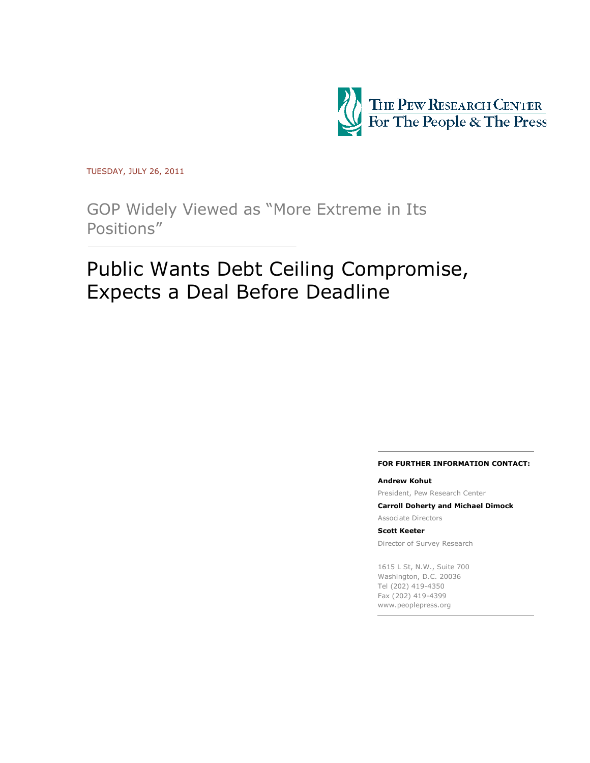THE PEW RESEARCH CENTER
For The People & The Press

TUESDAY, JULY 26, 2011

## GOP Widely Viewed as "More Extreme in Its Positions"

# Public Wants Debt Ceiling Compromise, Expects a Deal Before Deadline

**FOR FURTHER INFORMATION CONTACT:**

**Andrew Kohut**

President, Pew Research Center

**Carroll Doherty and Michael Dimock**

Associate Directors

**Scott Keeter**

Director of Survey Research

1615 L St, N.W., Suite 700
Washington, D.C. 20036
Tel (202) 419-4350
Fax (202) 419-4399
www.peoplepress.org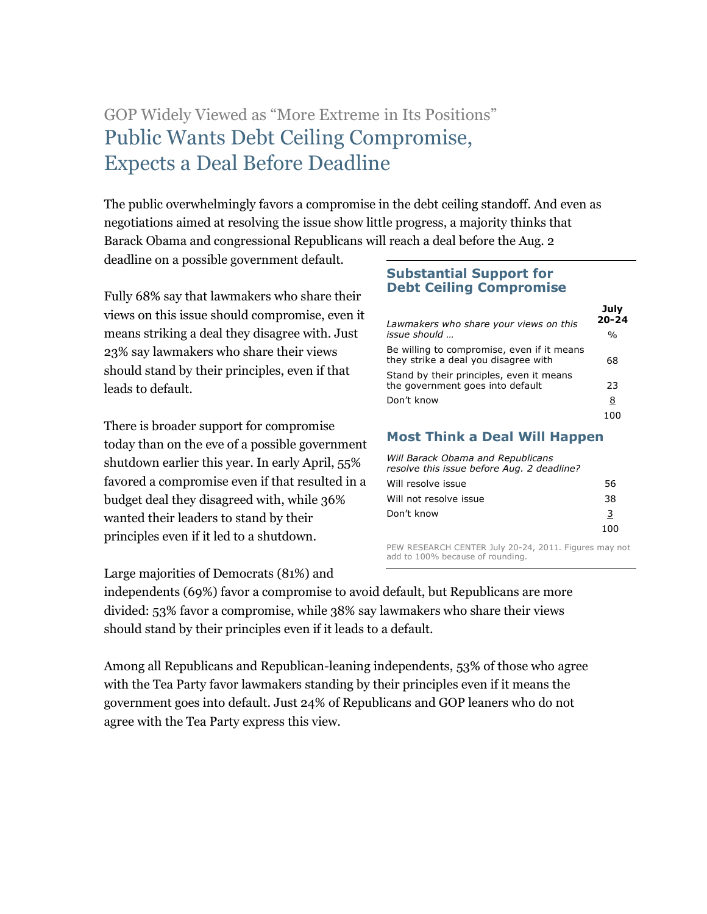GOP Widely Viewed as "More Extreme in Its Positions"

# Public Wants Debt Ceiling Compromise, Expects a Deal Before Deadline

The public overwhelmingly favors a compromise in the debt ceiling standoff. And even as negotiations aimed at resolving the issue show little progress, a majority thinks that Barack Obama and congressional Republicans will reach a deal before the Aug. 2 deadline on a possible government default.

Fully 68% say that lawmakers who share their views on this issue should compromise, even it means striking a deal they disagree with. Just 23% say lawmakers who share their views should stand by their principles, even if that leads to default.

There is broader support for compromise today than on the eve of a possible government shutdown earlier this year. In early April, 55% favored a compromise even if that resulted in a budget deal they disagreed with, while 36% wanted their leaders to stand by their principles even if it led to a shutdown.

**Substantial Support for Debt Ceiling Compromise**

| *Lawmakers who share your views on this issue should …* | July 20-24 % |
|---|---|
| Be willing to compromise, even if it means they strike a deal you disagree with | 68 |
| Stand by their principles, even it means the government goes into default | 23 |
| Don't know | 8 |
| | 100 |

**Most Think a Deal Will Happen**

| *Will Barack Obama and Republicans resolve this issue before Aug. 2 deadline?* | |
|---|---|
| Will resolve issue | 56 |
| Will not resolve issue | 38 |
| Don't know | 3 |
| | 100 |

PEW RESEARCH CENTER July 20-24, 2011. Figures may not add to 100% because of rounding.

Large majorities of Democrats (81%) and independents (69%) favor a compromise to avoid default, but Republicans are more divided: 53% favor a compromise, while 38% say lawmakers who share their views should stand by their principles even if it leads to a default.

Among all Republicans and Republican-leaning independents, 53% of those who agree with the Tea Party favor lawmakers standing by their principles even if it means the government goes into default. Just 24% of Republicans and GOP leaners who do not agree with the Tea Party express this view.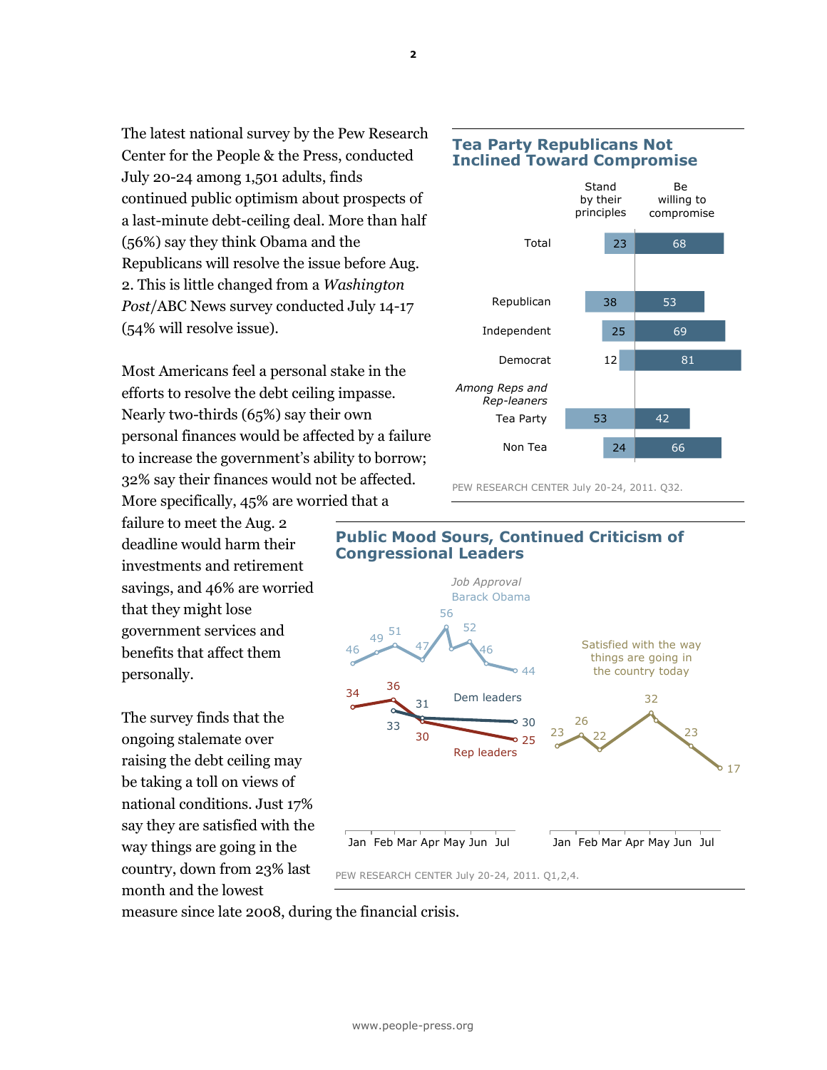The latest national survey by the Pew Research Center for the People & the Press, conducted July 20-24 among 1,501 adults, finds continued public optimism about prospects of a last-minute debt-ceiling deal. More than half (56%) say they think Obama and the Republicans will resolve the issue before Aug. 2. This is little changed from a *Washington Post*/ABC News survey conducted July 14-17 (54% will resolve issue).

Most Americans feel a personal stake in the efforts to resolve the debt ceiling impasse. Nearly two-thirds (65%) say their own personal finances would be affected by a failure to increase the government's ability to borrow; 32% say their finances would not be affected. More specifically, 45% are worried that a failure to meet the Aug. 2 deadline would harm their investments and retirement savings, and 46% are worried that they might lose government services and benefits that affect them personally.

The survey finds that the ongoing stalemate over raising the debt ceiling may be taking a toll on views of national conditions. Just 17% say they are satisfied with the way things are going in the country, down from 23% last month and the lowest measure since late 2008, during the financial crisis.

## Tea Party Republicans Not Inclined Toward Compromise

| | Stand by their principles | Be willing to compromise |
|---|---|---|
| Total | 23 | 68 |
| Republican | 38 | 53 |
| Independent | 25 | 69 |
| Democrat | 12 | 81 |
| *Among Reps and Rep-leaners* | | |
| Tea Party | 53 | 42 |
| Non Tea | 24 | 66 |

PEW RESEARCH CENTER July 20-24, 2011. Q32.

## Public Mood Sours, Continued Criticism of Congressional Leaders

*Job Approval*

| | Jan | Feb | Mar | Apr | May | Jun | Jul |
|---|---|---|---|---|---|---|---|
| Barack Obama | 46 | 49, 51 | 47 | 56 | 52 | 46 | 44 |
| Dem leaders | | 33 | 31 | | | | 30 |
| Rep leaders | 34 | 36 | 30 | | | | 25 |

| | Jan | Feb | Mar | Apr | May | Jun | Jul |
|---|---|---|---|---|---|---|---|
| Satisfied with the way things are going in the country today | 23 | 26 | 22 | | 32 | 23 | 17 |

PEW RESEARCH CENTER July 20-24, 2011. Q1,2,4.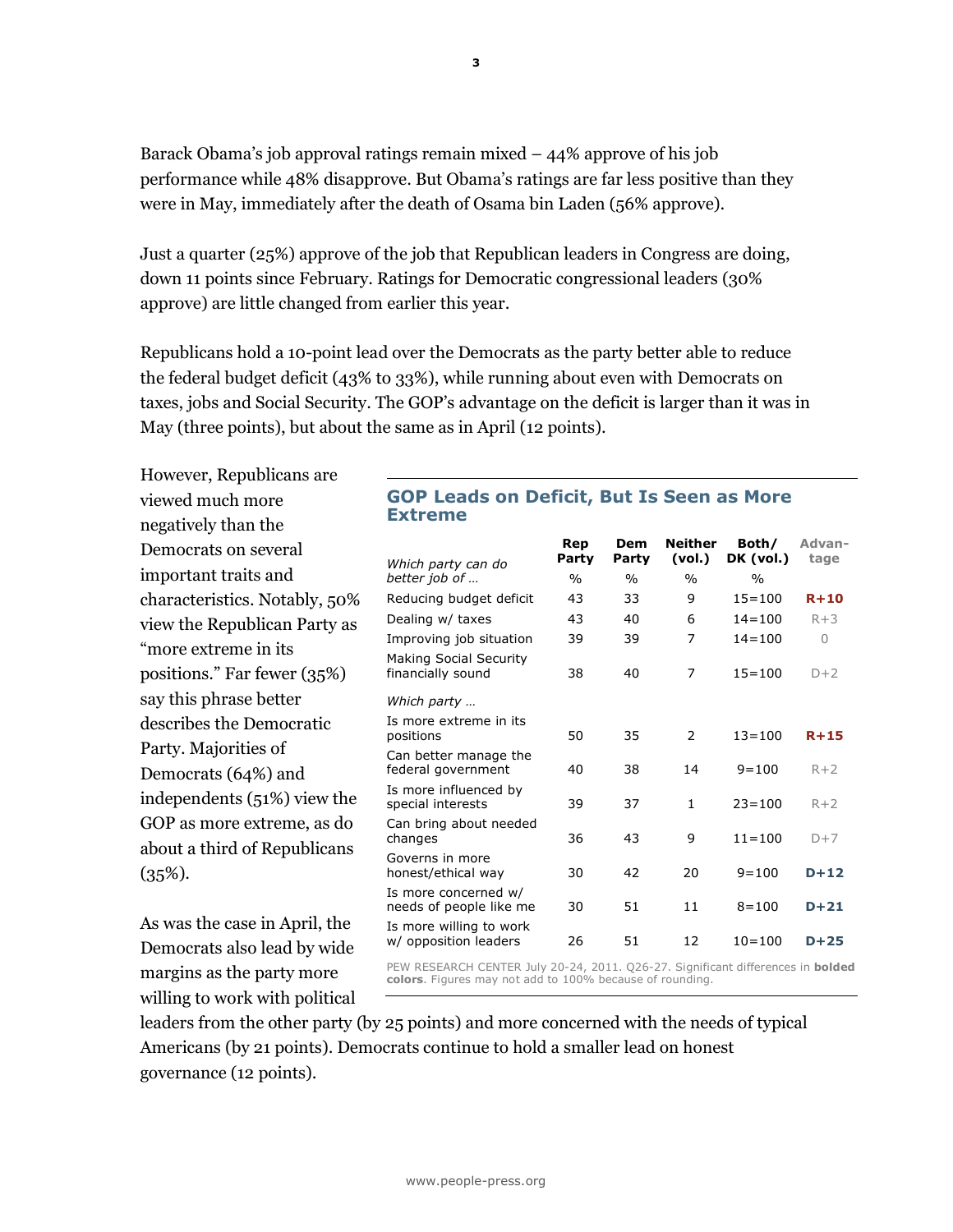Barack Obama's job approval ratings remain mixed – 44% approve of his job performance while 48% disapprove. But Obama's ratings are far less positive than they were in May, immediately after the death of Osama bin Laden (56% approve).

Just a quarter (25%) approve of the job that Republican leaders in Congress are doing, down 11 points since February. Ratings for Democratic congressional leaders (30% approve) are little changed from earlier this year.

Republicans hold a 10-point lead over the Democrats as the party better able to reduce the federal budget deficit (43% to 33%), while running about even with Democrats on taxes, jobs and Social Security. The GOP's advantage on the deficit is larger than it was in May (three points), but about the same as in April (12 points).

However, Republicans are viewed much more negatively than the Democrats on several important traits and characteristics. Notably, 50% view the Republican Party as "more extreme in its positions." Far fewer (35%) say this phrase better describes the Democratic Party. Majorities of Democrats (64%) and independents (51%) view the GOP as more extreme, as do about a third of Republicans (35%).

As was the case in April, the Democrats also lead by wide margins as the party more willing to work with political leaders from the other party (by 25 points) and more concerned with the needs of typical Americans (by 21 points). Democrats continue to hold a smaller lead on honest governance (12 points).

### GOP Leads on Deficit, But Is Seen as More Extreme

| *Which party can do better job of …* | Rep Party | Dem Party | Neither (vol.) | Both/ DK (vol.) | Advan-tage |
|---|---|---|---|---|---|
| | % | % | % | % | |
| Reducing budget deficit | 43 | 33 | 9 | 15=100 | **R+10** |
| Dealing w/ taxes | 43 | 40 | 6 | 14=100 | R+3 |
| Improving job situation | 39 | 39 | 7 | 14=100 | 0 |
| Making Social Security financially sound | 38 | 40 | 7 | 15=100 | D+2 |
| *Which party …* | | | | | |
| Is more extreme in its positions | 50 | 35 | 2 | 13=100 | **R+15** |
| Can better manage the federal government | 40 | 38 | 14 | 9=100 | R+2 |
| Is more influenced by special interests | 39 | 37 | 1 | 23=100 | R+2 |
| Can bring about needed changes | 36 | 43 | 9 | 11=100 | D+7 |
| Governs in more honest/ethical way | 30 | 42 | 20 | 9=100 | **D+12** |
| Is more concerned w/ needs of people like me | 30 | 51 | 11 | 8=100 | **D+21** |
| Is more willing to work w/ opposition leaders | 26 | 51 | 12 | 10=100 | **D+25** |

PEW RESEARCH CENTER July 20-24, 2011. Q26-27. Significant differences in **bolded colors**. Figures may not add to 100% because of rounding.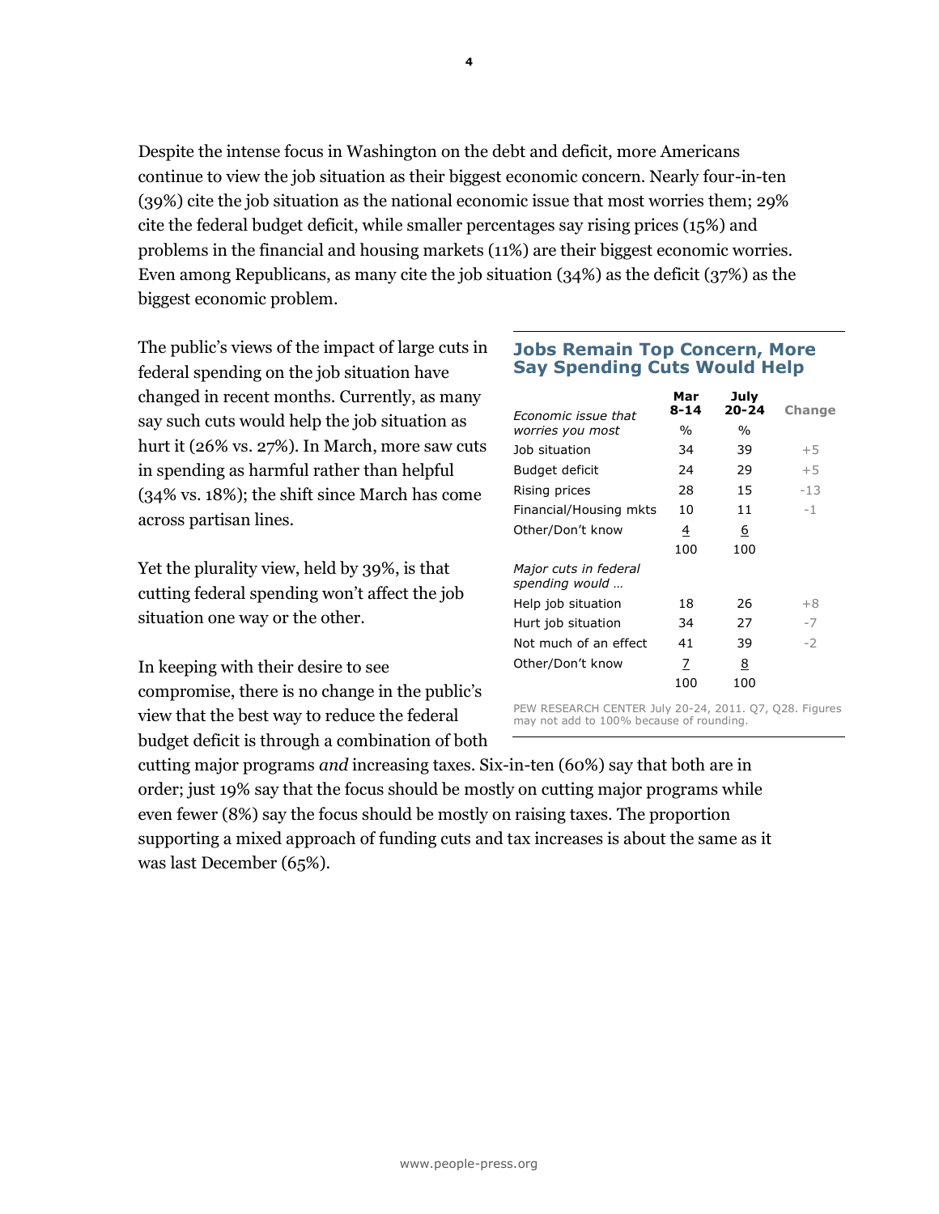Despite the intense focus in Washington on the debt and deficit, more Americans continue to view the job situation as their biggest economic concern. Nearly four-in-ten (39%) cite the job situation as the national economic issue that most worries them; 29% cite the federal budget deficit, while smaller percentages say rising prices (15%) and problems in the financial and housing markets (11%) are their biggest economic worries. Even among Republicans, as many cite the job situation (34%) as the deficit (37%) as the biggest economic problem.

The public's views of the impact of large cuts in federal spending on the job situation have changed in recent months. Currently, as many say such cuts would help the job situation as hurt it (26% vs. 27%). In March, more saw cuts in spending as harmful rather than helpful (34% vs. 18%); the shift since March has come across partisan lines.

Yet the plurality view, held by 39%, is that cutting federal spending won't affect the job situation one way or the other.

In keeping with their desire to see compromise, there is no change in the public's view that the best way to reduce the federal budget deficit is through a combination of both cutting major programs *and* increasing taxes. Six-in-ten (60%) say that both are in order; just 19% say that the focus should be mostly on cutting major programs while even fewer (8%) say the focus should be mostly on raising taxes. The proportion supporting a mixed approach of funding cuts and tax increases is about the same as it was last December (65%).

### Jobs Remain Top Concern, More Say Spending Cuts Would Help

| *Economic issue that worries you most* | Mar 8-14 | July 20-24 | Change |
|---|---|---|---|
| | % | % | |
| Job situation | 34 | 39 | +5 |
| Budget deficit | 24 | 29 | +5 |
| Rising prices | 28 | 15 | -13 |
| Financial/Housing mkts | 10 | 11 | -1 |
| Other/Don't know | 4 | 6 | |
| | 100 | 100 | |
| *Major cuts in federal spending would …* | | | |
| Help job situation | 18 | 26 | +8 |
| Hurt job situation | 34 | 27 | -7 |
| Not much of an effect | 41 | 39 | -2 |
| Other/Don't know | 7 | 8 | |
| | 100 | 100 | |

PEW RESEARCH CENTER July 20-24, 2011. Q7, Q28. Figures may not add to 100% because of rounding.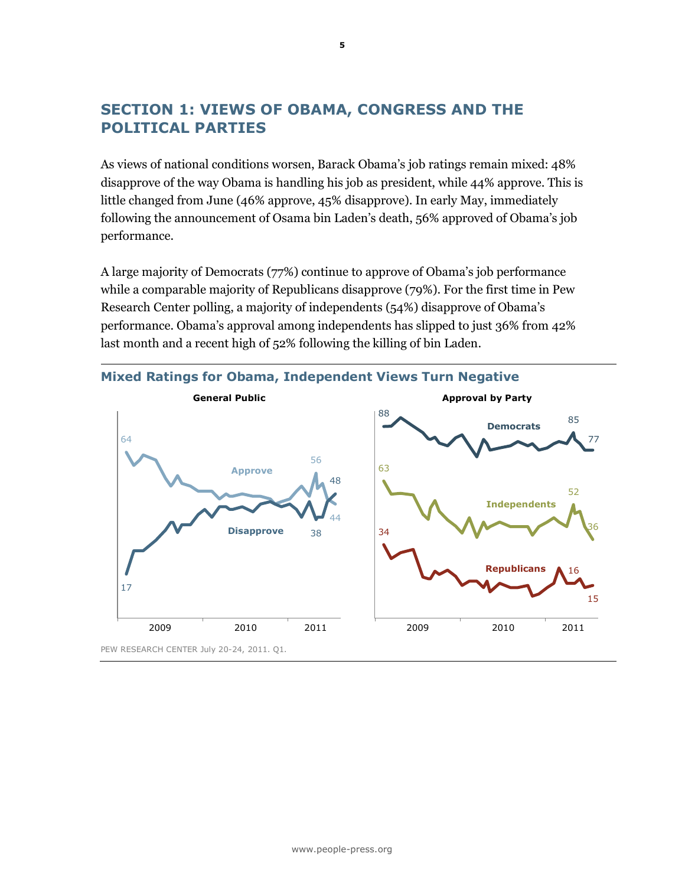## SECTION 1: VIEWS OF OBAMA, CONGRESS AND THE POLITICAL PARTIES

As views of national conditions worsen, Barack Obama's job ratings remain mixed: 48% disapprove of the way Obama is handling his job as president, while 44% approve. This is little changed from June (46% approve, 45% disapprove). In early May, immediately following the announcement of Osama bin Laden's death, 56% approved of Obama's job performance.

A large majority of Democrats (77%) continue to approve of Obama's job performance while a comparable majority of Republicans disapprove (79%). For the first time in Pew Research Center polling, a majority of independents (54%) disapprove of Obama's performance. Obama's approval among independents has slipped to just 36% from 42% last month and a recent high of 52% following the killing of bin Laden.

### Mixed Ratings for Obama, Independent Views Turn Negative

**General Public**

Approve: 64 ... 56 ... 44
Disapprove: 17 ... 38 ... 48

2009 2010 2011

**Approval by Party**

Democrats: 88 ... 85 ... 77
Independents: 63 ... 52 ... 36
Republicans: 34 ... 16 ... 15

2009 2010 2011

PEW RESEARCH CENTER July 20-24, 2011. Q1.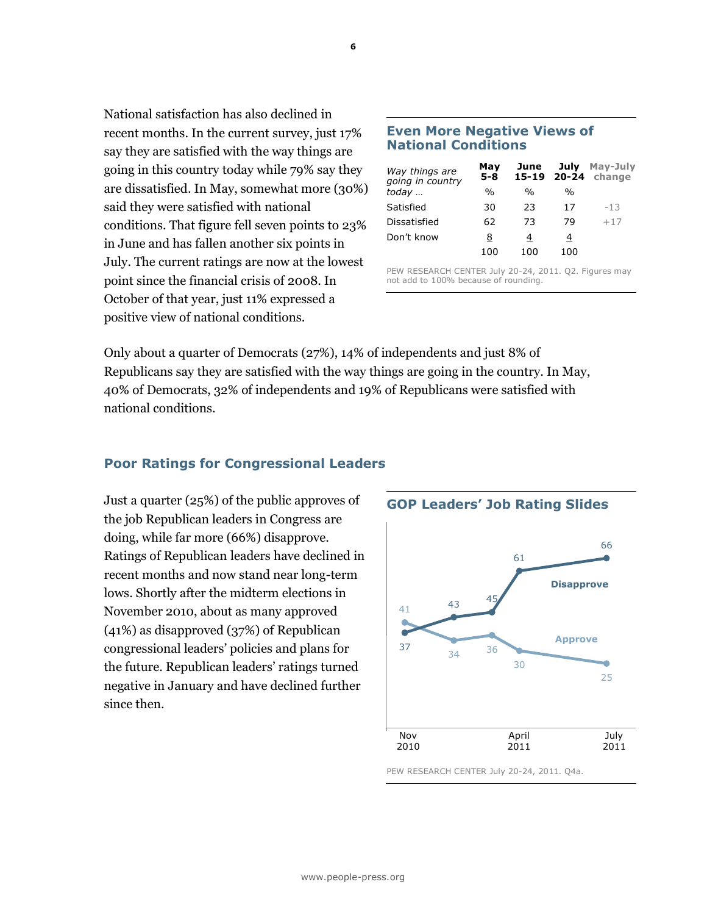National satisfaction has also declined in recent months. In the current survey, just 17% say they are satisfied with the way things are going in this country today while 79% say they are dissatisfied. In May, somewhat more (30%) said they were satisfied with national conditions. That figure fell seven points to 23% in June and has fallen another six points in July. The current ratings are now at the lowest point since the financial crisis of 2008. In October of that year, just 11% expressed a positive view of national conditions.

### Even More Negative Views of National Conditions

| *Way things are going in country today …* | May 5-8 | June 15-19 | July 20-24 | May-July change |
|---|---|---|---|---|
| | % | % | % | |
| Satisfied | 30 | 23 | 17 | -13 |
| Dissatisfied | 62 | 73 | 79 | +17 |
| Don't know | 8 | 4 | 4 | |
| | 100 | 100 | 100 | |

PEW RESEARCH CENTER July 20-24, 2011. Q2. Figures may not add to 100% because of rounding.

Only about a quarter of Democrats (27%), 14% of independents and just 8% of Republicans say they are satisfied with the way things are going in the country. In May, 40% of Democrats, 32% of independents and 19% of Republicans were satisfied with national conditions.

## Poor Ratings for Congressional Leaders

Just a quarter (25%) of the public approves of the job Republican leaders in Congress are doing, while far more (66%) disapprove. Ratings of Republican leaders have declined in recent months and now stand near long-term lows. Shortly after the midterm elections in November 2010, about as many approved (41%) as disapproved (37%) of Republican congressional leaders' policies and plans for the future. Republican leaders' ratings turned negative in January and have declined further since then.

### GOP Leaders' Job Rating Slides

| | Nov 2010 | | | April 2011 | July 2011 |
|---|---|---|---|---|---|
| Disapprove | 37 | 43 | 45 | 61 | 66 |
| Approve | 41 | 34 | 36 | 30 | 25 |

PEW RESEARCH CENTER July 20-24, 2011. Q4a.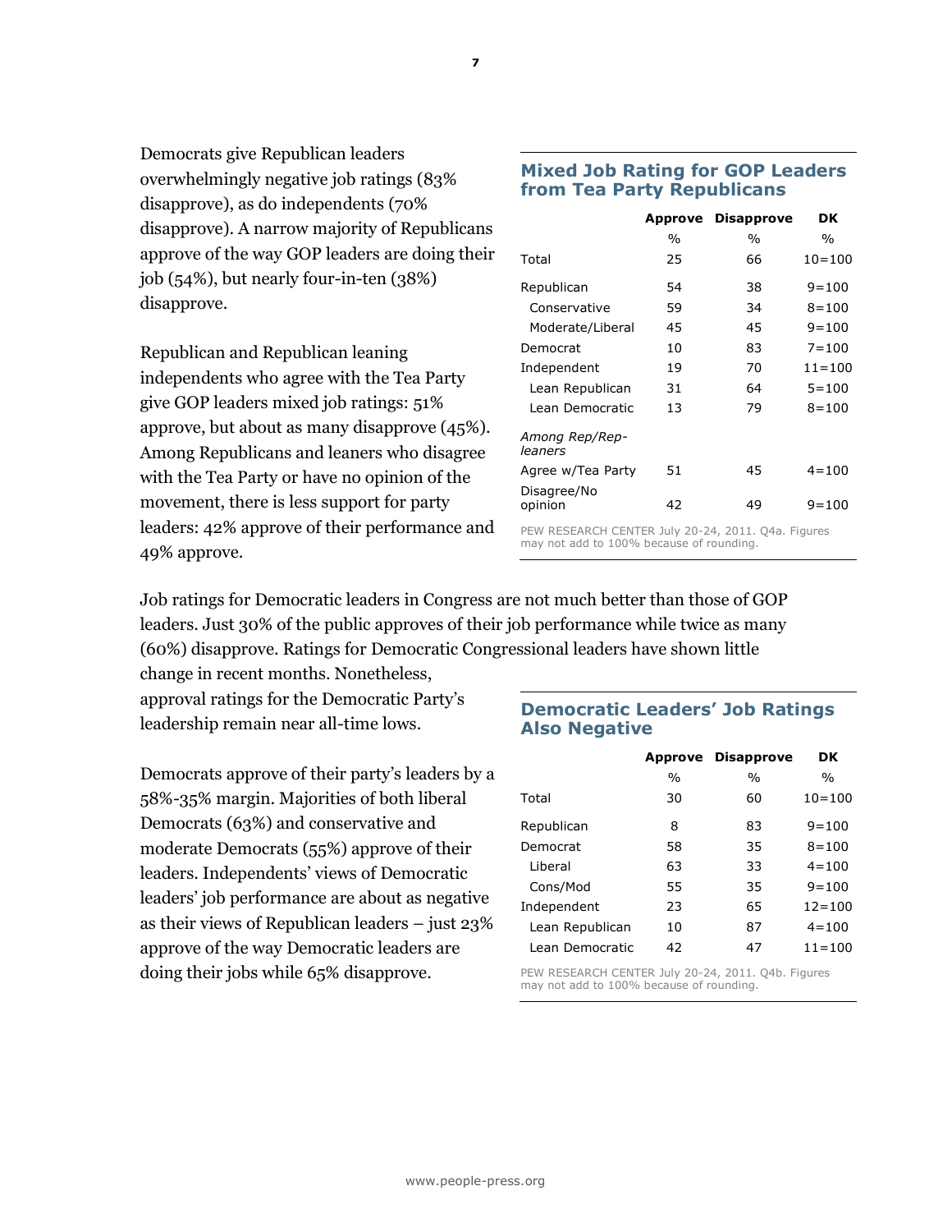Democrats give Republican leaders overwhelmingly negative job ratings (83% disapprove), as do independents (70% disapprove). A narrow majority of Republicans approve of the way GOP leaders are doing their job (54%), but nearly four-in-ten (38%) disapprove.

Republican and Republican leaning independents who agree with the Tea Party give GOP leaders mixed job ratings: 51% approve, but about as many disapprove (45%). Among Republicans and leaners who disagree with the Tea Party or have no opinion of the movement, there is less support for party leaders: 42% approve of their performance and 49% approve.

### Mixed Job Rating for GOP Leaders from Tea Party Republicans

| | Approve | Disapprove | DK |
|---|---|---|---|
| | % | % | % |
| Total | 25 | 66 | 10=100 |
| Republican | 54 | 38 | 9=100 |
| Conservative | 59 | 34 | 8=100 |
| Moderate/Liberal | 45 | 45 | 9=100 |
| Democrat | 10 | 83 | 7=100 |
| Independent | 19 | 70 | 11=100 |
| Lean Republican | 31 | 64 | 5=100 |
| Lean Democratic | 13 | 79 | 8=100 |
| *Among Rep/Rep-leaners* | | | |
| Agree w/Tea Party | 51 | 45 | 4=100 |
| Disagree/No opinion | 42 | 49 | 9=100 |

PEW RESEARCH CENTER July 20-24, 2011. Q4a. Figures may not add to 100% because of rounding.

Job ratings for Democratic leaders in Congress are not much better than those of GOP leaders. Just 30% of the public approves of their job performance while twice as many (60%) disapprove. Ratings for Democratic Congressional leaders have shown little change in recent months. Nonetheless, approval ratings for the Democratic Party's leadership remain near all-time lows.

Democrats approve of their party's leaders by a 58%-35% margin. Majorities of both liberal Democrats (63%) and conservative and moderate Democrats (55%) approve of their leaders. Independents' views of Democratic leaders' job performance are about as negative as their views of Republican leaders – just 23% approve of the way Democratic leaders are doing their jobs while 65% disapprove.

### Democratic Leaders' Job Ratings Also Negative

| | Approve | Disapprove | DK |
|---|---|---|---|
| | % | % | % |
| Total | 30 | 60 | 10=100 |
| Republican | 8 | 83 | 9=100 |
| Democrat | 58 | 35 | 8=100 |
| Liberal | 63 | 33 | 4=100 |
| Cons/Mod | 55 | 35 | 9=100 |
| Independent | 23 | 65 | 12=100 |
| Lean Republican | 10 | 87 | 4=100 |
| Lean Democratic | 42 | 47 | 11=100 |

PEW RESEARCH CENTER July 20-24, 2011. Q4b. Figures may not add to 100% because of rounding.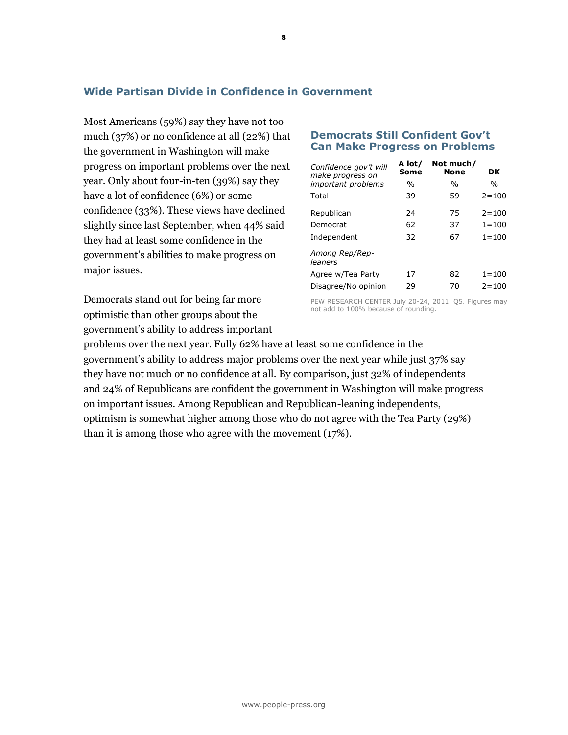## Wide Partisan Divide in Confidence in Government

Most Americans (59%) say they have not too much (37%) or no confidence at all (22%) that the government in Washington will make progress on important problems over the next year. Only about four-in-ten (39%) say they have a lot of confidence (6%) or some confidence (33%). These views have declined slightly since last September, when 44% said they had at least some confidence in the government's abilities to make progress on major issues.

### Democrats Still Confident Gov't Can Make Progress on Problems

| *Confidence gov't will make progress on important problems* | A lot/ Some | Not much/ None | DK |
|---|---|---|---|
| | % | % | % |
| Total | 39 | 59 | 2=100 |
| Republican | 24 | 75 | 2=100 |
| Democrat | 62 | 37 | 1=100 |
| Independent | 32 | 67 | 1=100 |
| *Among Rep/Rep-leaners* | | | |
| Agree w/Tea Party | 17 | 82 | 1=100 |
| Disagree/No opinion | 29 | 70 | 2=100 |

PEW RESEARCH CENTER July 20-24, 2011. Q5. Figures may not add to 100% because of rounding.

Democrats stand out for being far more optimistic than other groups about the government's ability to address important problems over the next year. Fully 62% have at least some confidence in the government's ability to address major problems over the next year while just 37% say they have not much or no confidence at all. By comparison, just 32% of independents and 24% of Republicans are confident the government in Washington will make progress on important issues. Among Republican and Republican-leaning independents, optimism is somewhat higher among those who do not agree with the Tea Party (29%) than it is among those who agree with the movement (17%).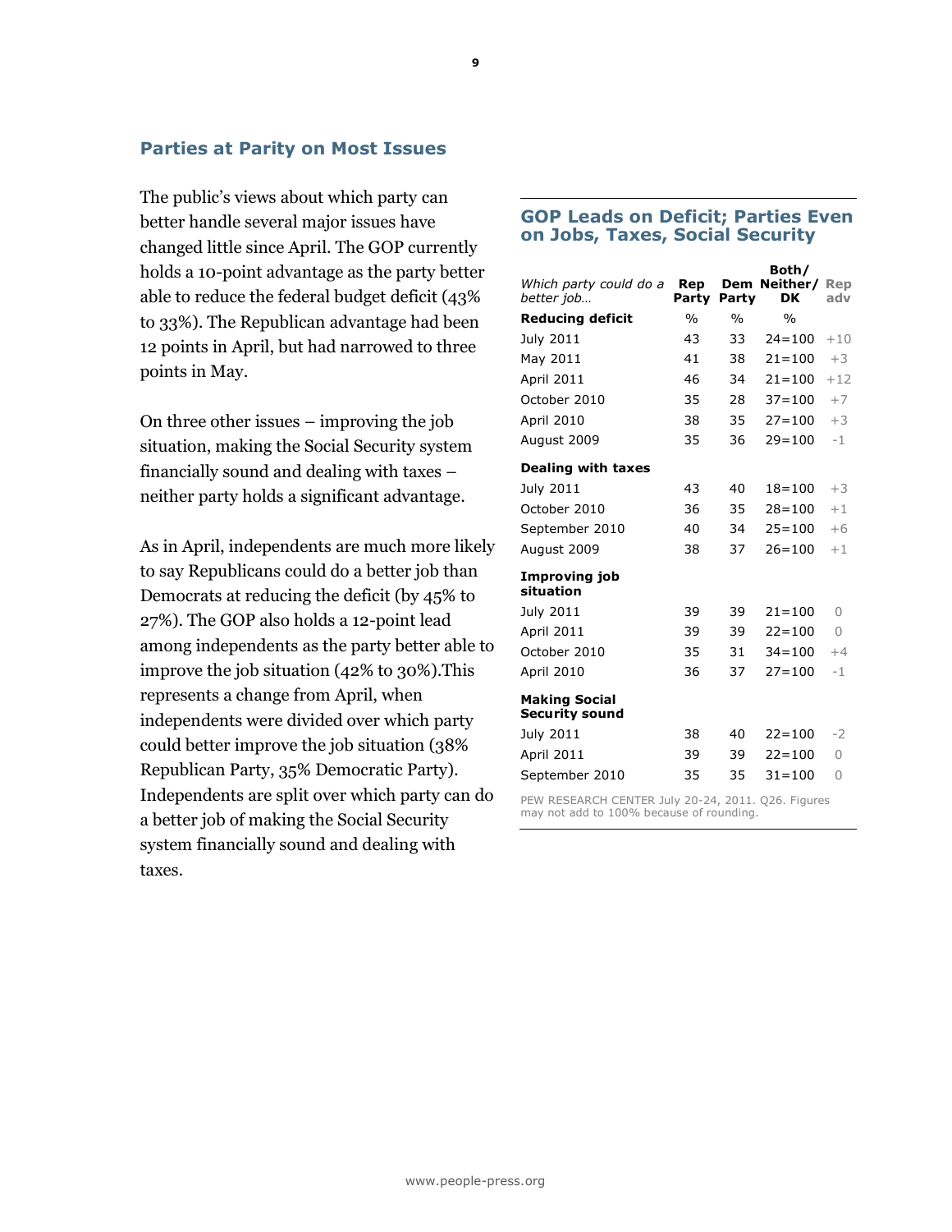## Parties at Parity on Most Issues

The public's views about which party can better handle several major issues have changed little since April. The GOP currently holds a 10-point advantage as the party better able to reduce the federal budget deficit (43% to 33%). The Republican advantage had been 12 points in April, but had narrowed to three points in May.

On three other issues – improving the job situation, making the Social Security system financially sound and dealing with taxes – neither party holds a significant advantage.

As in April, independents are much more likely to say Republicans could do a better job than Democrats at reducing the deficit (by 45% to 27%). The GOP also holds a 12-point lead among independents as the party better able to improve the job situation (42% to 30%).This represents a change from April, when independents were divided over which party could better improve the job situation (38% Republican Party, 35% Democratic Party). Independents are split over which party can do a better job of making the Social Security system financially sound and dealing with taxes.

### GOP Leads on Deficit; Parties Even on Jobs, Taxes, Social Security

| *Which party could do a better job…* | Rep Party | Dem Party | Both/ Neither/ DK | Rep adv |
|---|---|---|---|---|
| **Reducing deficit** | % | % | % | |
| July 2011 | 43 | 33 | 24=100 | +10 |
| May 2011 | 41 | 38 | 21=100 | +3 |
| April 2011 | 46 | 34 | 21=100 | +12 |
| October 2010 | 35 | 28 | 37=100 | +7 |
| April 2010 | 38 | 35 | 27=100 | +3 |
| August 2009 | 35 | 36 | 29=100 | -1 |
| **Dealing with taxes** | | | | |
| July 2011 | 43 | 40 | 18=100 | +3 |
| October 2010 | 36 | 35 | 28=100 | +1 |
| September 2010 | 40 | 34 | 25=100 | +6 |
| August 2009 | 38 | 37 | 26=100 | +1 |
| **Improving job situation** | | | | |
| July 2011 | 39 | 39 | 21=100 | 0 |
| April 2011 | 39 | 39 | 22=100 | 0 |
| October 2010 | 35 | 31 | 34=100 | +4 |
| April 2010 | 36 | 37 | 27=100 | -1 |
| **Making Social Security sound** | | | | |
| July 2011 | 38 | 40 | 22=100 | -2 |
| April 2011 | 39 | 39 | 22=100 | 0 |
| September 2010 | 35 | 35 | 31=100 | 0 |

PEW RESEARCH CENTER July 20-24, 2011. Q26. Figures may not add to 100% because of rounding.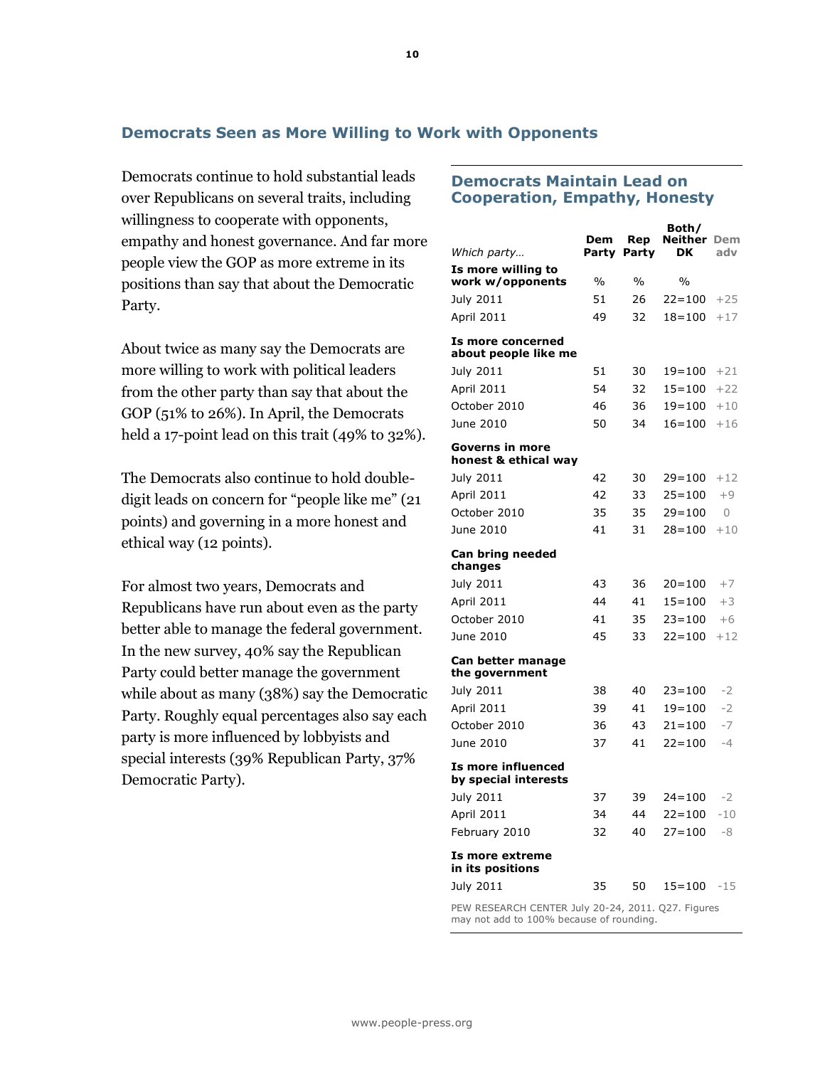## Democrats Seen as More Willing to Work with Opponents

Democrats continue to hold substantial leads over Republicans on several traits, including willingness to cooperate with opponents, empathy and honest governance. And far more people view the GOP as more extreme in its positions than say that about the Democratic Party.

About twice as many say the Democrats are more willing to work with political leaders from the other party than say that about the GOP (51% to 26%). In April, the Democrats held a 17-point lead on this trait (49% to 32%).

The Democrats also continue to hold double-digit leads on concern for "people like me" (21 points) and governing in a more honest and ethical way (12 points).

For almost two years, Democrats and Republicans have run about even as the party better able to manage the federal government. In the new survey, 40% say the Republican Party could better manage the government while about as many (38%) say the Democratic Party. Roughly equal percentages also say each party is more influenced by lobbyists and special interests (39% Republican Party, 37% Democratic Party).

### Democrats Maintain Lead on Cooperation, Empathy, Honesty

| *Which party…* | Dem Party | Rep Party | Both/ Neither DK | Dem adv |
|---|---|---|---|---|
| **Is more willing to work w/opponents** | % | % | % | |
| July 2011 | 51 | 26 | 22=100 | +25 |
| April 2011 | 49 | 32 | 18=100 | +17 |
| **Is more concerned about people like me** | | | | |
| July 2011 | 51 | 30 | 19=100 | +21 |
| April 2011 | 54 | 32 | 15=100 | +22 |
| October 2010 | 46 | 36 | 19=100 | +10 |
| June 2010 | 50 | 34 | 16=100 | +16 |
| **Governs in more honest & ethical way** | | | | |
| July 2011 | 42 | 30 | 29=100 | +12 |
| April 2011 | 42 | 33 | 25=100 | +9 |
| October 2010 | 35 | 35 | 29=100 | 0 |
| June 2010 | 41 | 31 | 28=100 | +10 |
| **Can bring needed changes** | | | | |
| July 2011 | 43 | 36 | 20=100 | +7 |
| April 2011 | 44 | 41 | 15=100 | +3 |
| October 2010 | 41 | 35 | 23=100 | +6 |
| June 2010 | 45 | 33 | 22=100 | +12 |
| **Can better manage the government** | | | | |
| July 2011 | 38 | 40 | 23=100 | -2 |
| April 2011 | 39 | 41 | 19=100 | -2 |
| October 2010 | 36 | 43 | 21=100 | -7 |
| June 2010 | 37 | 41 | 22=100 | -4 |
| **Is more influenced by special interests** | | | | |
| July 2011 | 37 | 39 | 24=100 | -2 |
| April 2011 | 34 | 44 | 22=100 | -10 |
| February 2010 | 32 | 40 | 27=100 | -8 |
| **Is more extreme in its positions** | | | | |
| July 2011 | 35 | 50 | 15=100 | -15 |

PEW RESEARCH CENTER July 20-24, 2011. Q27. Figures may not add to 100% because of rounding.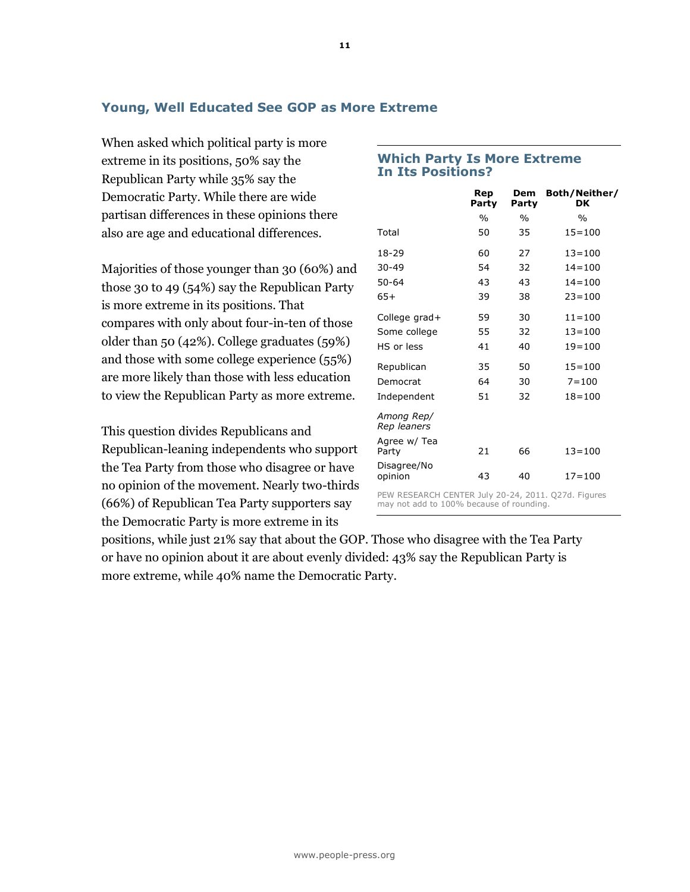## Young, Well Educated See GOP as More Extreme

When asked which political party is more extreme in its positions, 50% say the Republican Party while 35% say the Democratic Party. While there are wide partisan differences in these opinions there also are age and educational differences.

Majorities of those younger than 30 (60%) and those 30 to 49 (54%) say the Republican Party is more extreme in its positions. That compares with only about four-in-ten of those older than 50 (42%). College graduates (59%) and those with some college experience (55%) are more likely than those with less education to view the Republican Party as more extreme.

This question divides Republicans and Republican-leaning independents who support the Tea Party from those who disagree or have no opinion of the movement. Nearly two-thirds (66%) of Republican Tea Party supporters say the Democratic Party is more extreme in its positions, while just 21% say that about the GOP. Those who disagree with the Tea Party or have no opinion about it are about evenly divided: 43% say the Republican Party is more extreme, while 40% name the Democratic Party.

### Which Party Is More Extreme In Its Positions?

| | Rep Party | Dem Party | Both/Neither/ DK |
|---|---|---|---|
| | % | % | % |
| Total | 50 | 35 | 15=100 |
| 18-29 | 60 | 27 | 13=100 |
| 30-49 | 54 | 32 | 14=100 |
| 50-64 | 43 | 43 | 14=100 |
| 65+ | 39 | 38 | 23=100 |
| College grad+ | 59 | 30 | 11=100 |
| Some college | 55 | 32 | 13=100 |
| HS or less | 41 | 40 | 19=100 |
| Republican | 35 | 50 | 15=100 |
| Democrat | 64 | 30 | 7=100 |
| Independent | 51 | 32 | 18=100 |
| *Among Rep/ Rep leaners* | | | |
| Agree w/ Tea Party | 21 | 66 | 13=100 |
| Disagree/No opinion | 43 | 40 | 17=100 |

PEW RESEARCH CENTER July 20-24, 2011. Q27d. Figures may not add to 100% because of rounding.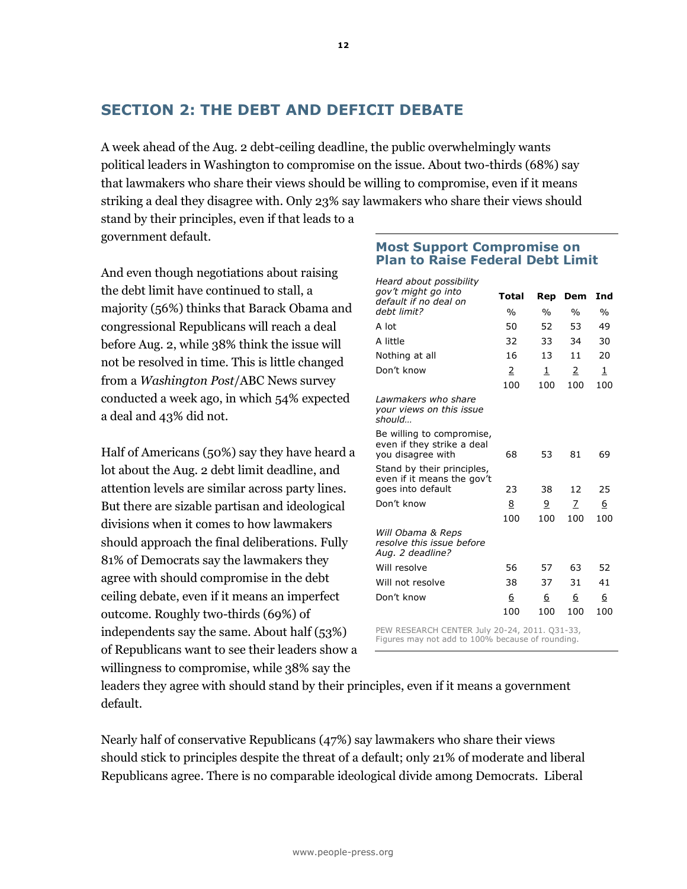## SECTION 2: THE DEBT AND DEFICIT DEBATE

A week ahead of the Aug. 2 debt-ceiling deadline, the public overwhelmingly wants political leaders in Washington to compromise on the issue. About two-thirds (68%) say that lawmakers who share their views should be willing to compromise, even if it means striking a deal they disagree with. Only 23% say lawmakers who share their views should stand by their principles, even if that leads to a government default.

And even though negotiations about raising the debt limit have continued to stall, a majority (56%) thinks that Barack Obama and congressional Republicans will reach a deal before Aug. 2, while 38% think the issue will not be resolved in time. This is little changed from a *Washington Post*/ABC News survey conducted a week ago, in which 54% expected a deal and 43% did not.

Half of Americans (50%) say they have heard a lot about the Aug. 2 debt limit deadline, and attention levels are similar across party lines. But there are sizable partisan and ideological divisions when it comes to how lawmakers should approach the final deliberations. Fully 81% of Democrats say the lawmakers they agree with should compromise in the debt ceiling debate, even if it means an imperfect outcome. Roughly two-thirds (69%) of independents say the same. About half (53%) of Republicans want to see their leaders show a willingness to compromise, while 38% say the leaders they agree with should stand by their principles, even if it means a government default.

### Most Support Compromise on Plan to Raise Federal Debt Limit

| | Total | Rep | Dem | Ind |
|---|---|---|---|---|
| *Heard about possibility gov't might go into default if no deal on debt limit?* | % | % | % | % |
| A lot | 50 | 52 | 53 | 49 |
| A little | 32 | 33 | 34 | 30 |
| Nothing at all | 16 | 13 | 11 | 20 |
| Don't know | 2 | 1 | 2 | 1 |
| | 100 | 100 | 100 | 100 |
| *Lawmakers who share your views on this issue should…* | | | | |
| Be willing to compromise, even if they strike a deal you disagree with | 68 | 53 | 81 | 69 |
| Stand by their principles, even if it means the gov't goes into default | 23 | 38 | 12 | 25 |
| Don't know | 8 | 9 | 7 | 6 |
| | 100 | 100 | 100 | 100 |
| *Will Obama & Reps resolve this issue before Aug. 2 deadline?* | | | | |
| Will resolve | 56 | 57 | 63 | 52 |
| Will not resolve | 38 | 37 | 31 | 41 |
| Don't know | 6 | 6 | 6 | 6 |
| | 100 | 100 | 100 | 100 |

PEW RESEARCH CENTER July 20-24, 2011. Q31-33. Figures may not add to 100% because of rounding.

Nearly half of conservative Republicans (47%) say lawmakers who share their views should stick to principles despite the threat of a default; only 21% of moderate and liberal Republicans agree. There is no comparable ideological divide among Democrats. Liberal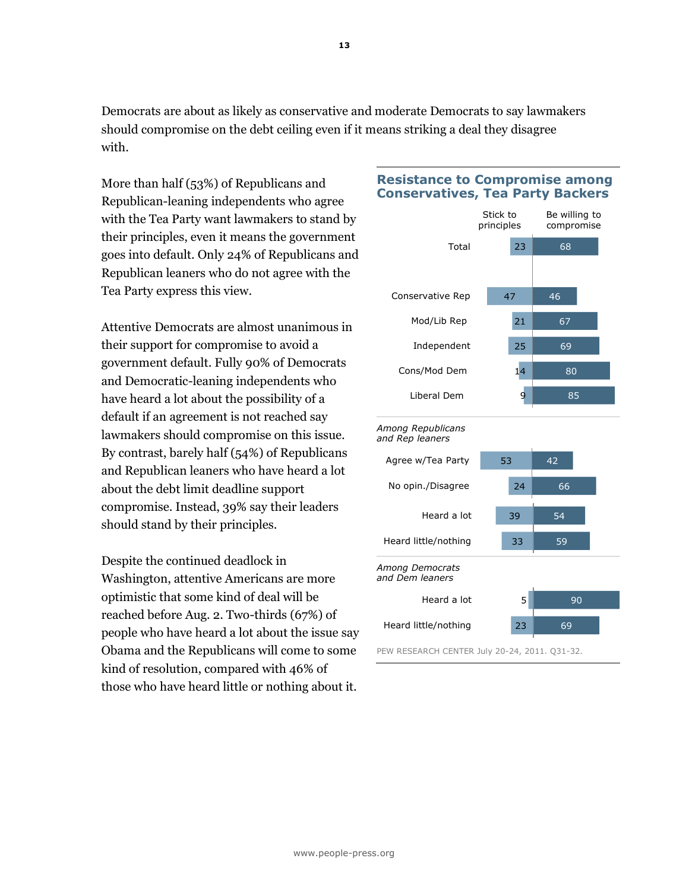Democrats are about as likely as conservative and moderate Democrats to say lawmakers should compromise on the debt ceiling even if it means striking a deal they disagree with.

More than half (53%) of Republicans and Republican-leaning independents who agree with the Tea Party want lawmakers to stand by their principles, even it means the government goes into default. Only 24% of Republicans and Republican leaners who do not agree with the Tea Party express this view.

Attentive Democrats are almost unanimous in their support for compromise to avoid a government default. Fully 90% of Democrats and Democratic-leaning independents who have heard a lot about the possibility of a default if an agreement is not reached say lawmakers should compromise on this issue. By contrast, barely half (54%) of Republicans and Republican leaners who have heard a lot about the debt limit deadline support compromise. Instead, 39% say their leaders should stand by their principles.

Despite the continued deadlock in Washington, attentive Americans are more optimistic that some kind of deal will be reached before Aug. 2. Two-thirds (67%) of people who have heard a lot about the issue say Obama and the Republicans will come to some kind of resolution, compared with 46% of those who have heard little or nothing about it.

**Resistance to Compromise among Conservatives, Tea Party Backers**

| | Stick to principles | Be willing to compromise |
|---|---|---|
| Total | 23 | 68 |
| Conservative Rep | 47 | 46 |
| Mod/Lib Rep | 21 | 67 |
| Independent | 25 | 69 |
| Cons/Mod Dem | 14 | 80 |
| Liberal Dem | 9 | 85 |
| *Among Republicans and Rep leaners* | | |
| Agree w/Tea Party | 53 | 42 |
| No opin./Disagree | 24 | 66 |
| Heard a lot | 39 | 54 |
| Heard little/nothing | 33 | 59 |
| *Among Democrats and Dem leaners* | | |
| Heard a lot | 5 | 90 |
| Heard little/nothing | 23 | 69 |

PEW RESEARCH CENTER July 20-24, 2011. Q31-32.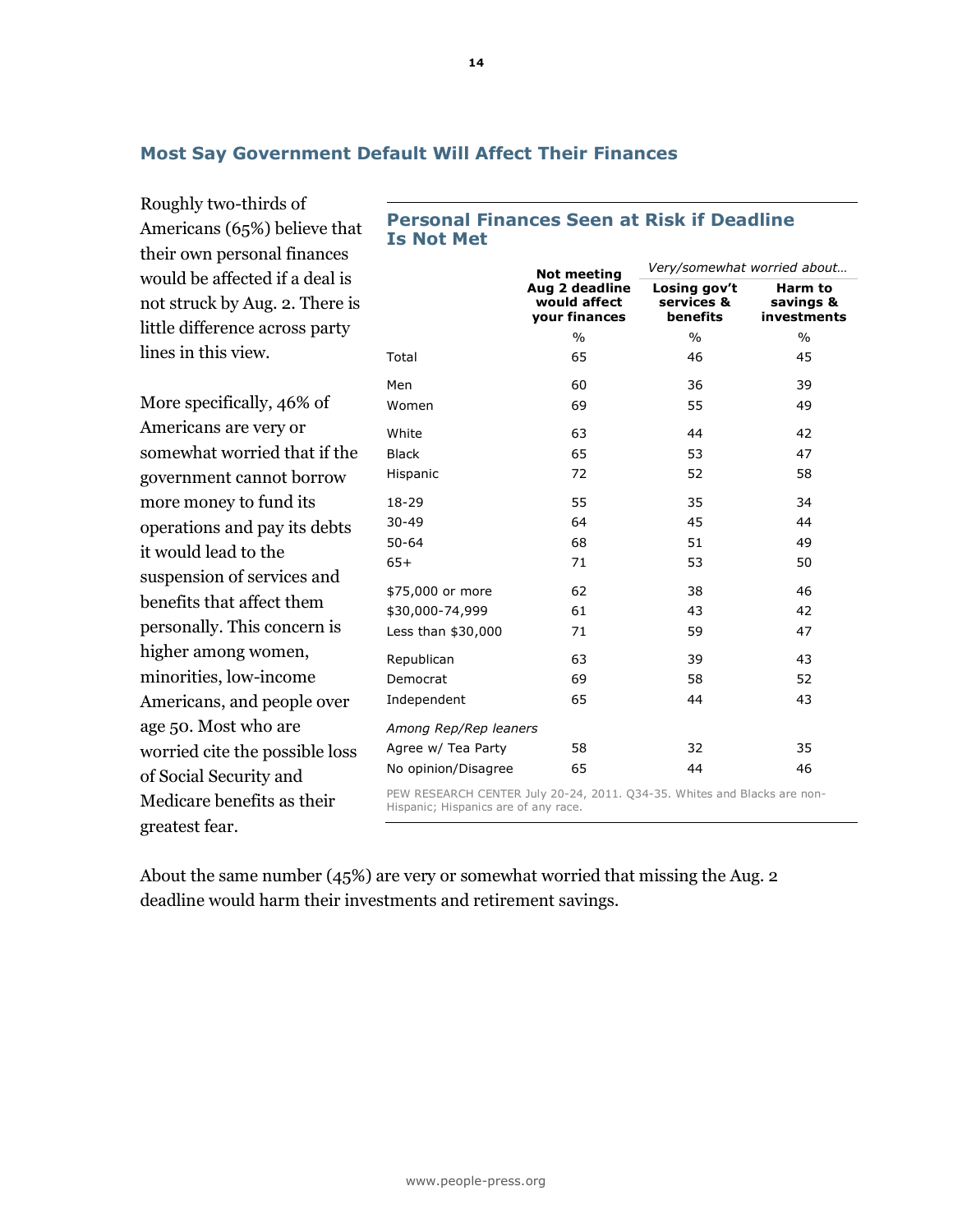## Most Say Government Default Will Affect Their Finances

Roughly two-thirds of Americans (65%) believe that their own personal finances would be affected if a deal is not struck by Aug. 2. There is little difference across party lines in this view.

More specifically, 46% of Americans are very or somewhat worried that if the government cannot borrow more money to fund its operations and pay its debts it would lead to the suspension of services and benefits that affect them personally. This concern is higher among women, minorities, low-income Americans, and people over age 50. Most who are worried cite the possible loss of Social Security and Medicare benefits as their greatest fear.

### Personal Finances Seen at Risk if Deadline Is Not Met

| | Not meeting Aug 2 deadline would affect your finances | *Very/somewhat worried about…* Losing gov't services & benefits | Harm to savings & investments |
|---|---|---|---|
| | % | % | % |
| Total | 65 | 46 | 45 |
| Men | 60 | 36 | 39 |
| Women | 69 | 55 | 49 |
| White | 63 | 44 | 42 |
| Black | 65 | 53 | 47 |
| Hispanic | 72 | 52 | 58 |
| 18-29 | 55 | 35 | 34 |
| 30-49 | 64 | 45 | 44 |
| 50-64 | 68 | 51 | 49 |
| 65+ | 71 | 53 | 50 |
| $75,000 or more | 62 | 38 | 46 |
| $30,000-74,999 | 61 | 43 | 42 |
| Less than $30,000 | 71 | 59 | 47 |
| Republican | 63 | 39 | 43 |
| Democrat | 69 | 58 | 52 |
| Independent | 65 | 44 | 43 |
| *Among Rep/Rep leaners* | | | |
| Agree w/ Tea Party | 58 | 32 | 35 |
| No opinion/Disagree | 65 | 44 | 46 |

PEW RESEARCH CENTER July 20-24, 2011. Q34-35. Whites and Blacks are non-Hispanic; Hispanics are of any race.

About the same number (45%) are very or somewhat worried that missing the Aug. 2 deadline would harm their investments and retirement savings.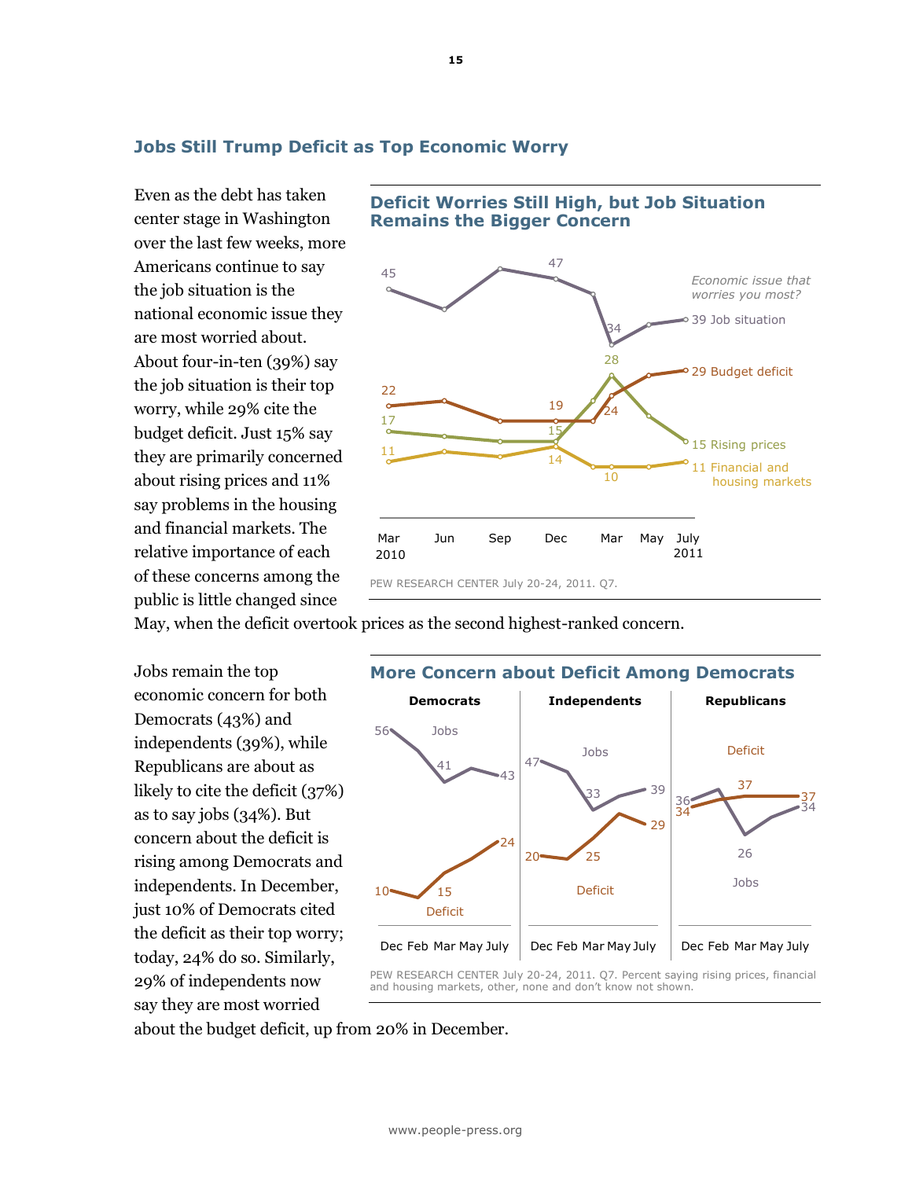## Jobs Still Trump Deficit as Top Economic Worry

Even as the debt has taken center stage in Washington over the last few weeks, more Americans continue to say the job situation is the national economic issue they are most worried about. About four-in-ten (39%) say the job situation is their top worry, while 29% cite the budget deficit. Just 15% say they are primarily concerned about rising prices and 11% say problems in the housing and financial markets. The relative importance of each of these concerns among the public is little changed since May, when the deficit overtook prices as the second highest-ranked concern.

### Deficit Worries Still High, but Job Situation Remains the Bigger Concern

*Economic issue that worries you most?*

| | Mar 2010 | Dec | Mar | July 2011 |
|---|---|---|---|---|
| Job situation | 45 | 47 | 34 | 39 |
| Budget deficit | 22 | 19 | 24 | 29 |
| Rising prices | 17 | 15 | 28 | 15 |
| Financial and housing markets | 11 | 14 | 10 | 11 |

PEW RESEARCH CENTER July 20-24, 2011. Q7.

Jobs remain the top economic concern for both Democrats (43%) and independents (39%), while Republicans are about as likely to cite the deficit (37%) as to say jobs (34%). But concern about the deficit is rising among Democrats and independents. In December, just 10% of Democrats cited the deficit as their top worry; today, 24% do so. Similarly, 29% of independents now say they are most worried about the budget deficit, up from 20% in December.

### More Concern about Deficit Among Democrats

| | Dec | Mar | July |
|---|---|---|---|
| **Democrats** – Jobs | 56 | 41 | 43 |
| **Democrats** – Deficit | 10 | 15 | 24 |
| **Independents** – Jobs | 47 | 33 | 39 |
| **Independents** – Deficit | 20 | 25 | 29 |
| **Republicans** – Jobs | 36 | 26 | 34 |
| **Republicans** – Deficit | 34 | 37 | 37 |

PEW RESEARCH CENTER July 20-24, 2011. Q7. Percent saying rising prices, financial and housing markets, other, none and don't know not shown.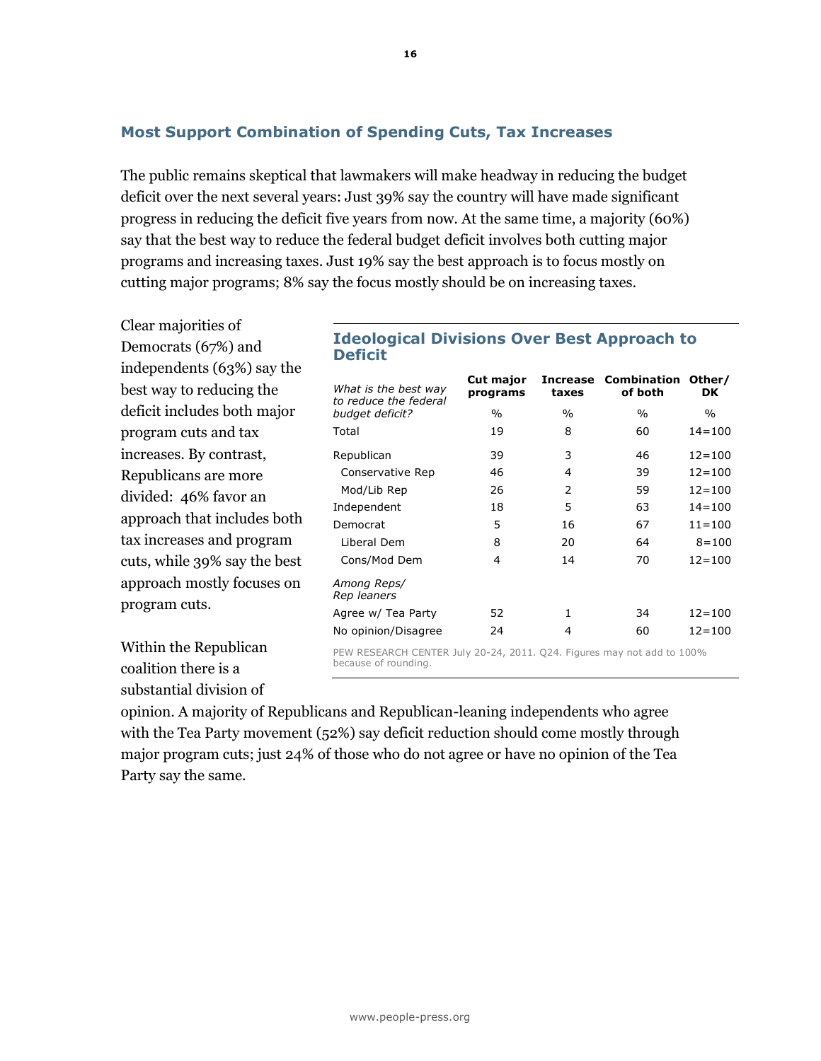## Most Support Combination of Spending Cuts, Tax Increases

The public remains skeptical that lawmakers will make headway in reducing the budget deficit over the next several years: Just 39% say the country will have made significant progress in reducing the deficit five years from now. At the same time, a majority (60%) say that the best way to reduce the federal budget deficit involves both cutting major programs and increasing taxes. Just 19% say the best approach is to focus mostly on cutting major programs; 8% say the focus mostly should be on increasing taxes.

Clear majorities of Democrats (67%) and independents (63%) say the best way to reducing the deficit includes both major program cuts and tax increases. By contrast, Republicans are more divided: 46% favor an approach that includes both tax increases and program cuts, while 39% say the best approach mostly focuses on program cuts.

### Ideological Divisions Over Best Approach to Deficit

| *What is the best way to reduce the federal budget deficit?* | Cut major programs | Increase taxes | Combination of both | Other/ DK |
|---|---|---|---|---|
| | % | % | % | % |
| Total | 19 | 8 | 60 | 14=100 |
| Republican | 39 | 3 | 46 | 12=100 |
| Conservative Rep | 46 | 4 | 39 | 12=100 |
| Mod/Lib Rep | 26 | 2 | 59 | 12=100 |
| Independent | 18 | 5 | 63 | 14=100 |
| Democrat | 5 | 16 | 67 | 11=100 |
| Liberal Dem | 8 | 20 | 64 | 8=100 |
| Cons/Mod Dem | 4 | 14 | 70 | 12=100 |
| *Among Reps/ Rep leaners* | | | | |
| Agree w/ Tea Party | 52 | 1 | 34 | 12=100 |
| No opinion/Disagree | 24 | 4 | 60 | 12=100 |

PEW RESEARCH CENTER July 20-24, 2011. Q24. Figures may not add to 100% because of rounding.

Within the Republican coalition there is a substantial division of opinion. A majority of Republicans and Republican-leaning independents who agree with the Tea Party movement (52%) say deficit reduction should come mostly through major program cuts; just 24% of those who do not agree or have no opinion of the Tea Party say the same.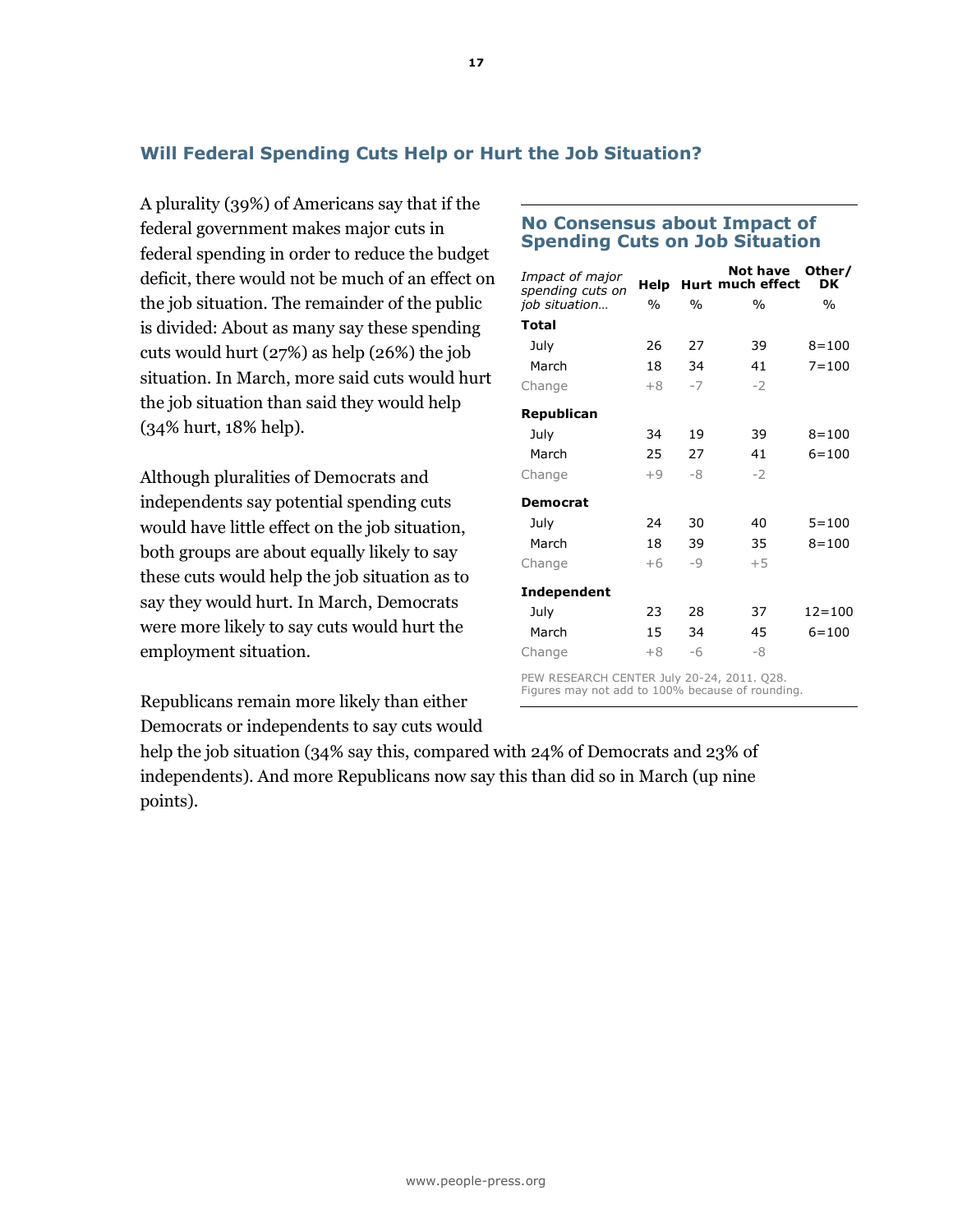## Will Federal Spending Cuts Help or Hurt the Job Situation?

A plurality (39%) of Americans say that if the federal government makes major cuts in federal spending in order to reduce the budget deficit, there would not be much of an effect on the job situation. The remainder of the public is divided: About as many say these spending cuts would hurt (27%) as help (26%) the job situation. In March, more said cuts would hurt the job situation than said they would help (34% hurt, 18% help).

Although pluralities of Democrats and independents say potential spending cuts would have little effect on the job situation, both groups are about equally likely to say these cuts would help the job situation as to say they would hurt. In March, Democrats were more likely to say cuts would hurt the employment situation.

Republicans remain more likely than either Democrats or independents to say cuts would help the job situation (34% say this, compared with 24% of Democrats and 23% of independents). And more Republicans now say this than did so in March (up nine points).

### No Consensus about Impact of Spending Cuts on Job Situation

| *Impact of major spending cuts on job situation…* | Help % | Hurt % | Not have much effect % | Other/ DK % |
|---|---|---|---|---|
| **Total** | | | | |
| July | 26 | 27 | 39 | 8=100 |
| March | 18 | 34 | 41 | 7=100 |
| Change | +8 | -7 | -2 | |
| **Republican** | | | | |
| July | 34 | 19 | 39 | 8=100 |
| March | 25 | 27 | 41 | 6=100 |
| Change | +9 | -8 | -2 | |
| **Democrat** | | | | |
| July | 24 | 30 | 40 | 5=100 |
| March | 18 | 39 | 35 | 8=100 |
| Change | +6 | -9 | +5 | |
| **Independent** | | | | |
| July | 23 | 28 | 37 | 12=100 |
| March | 15 | 34 | 45 | 6=100 |
| Change | +8 | -6 | -8 | |

PEW RESEARCH CENTER July 20-24, 2011. Q28.
Figures may not add to 100% because of rounding.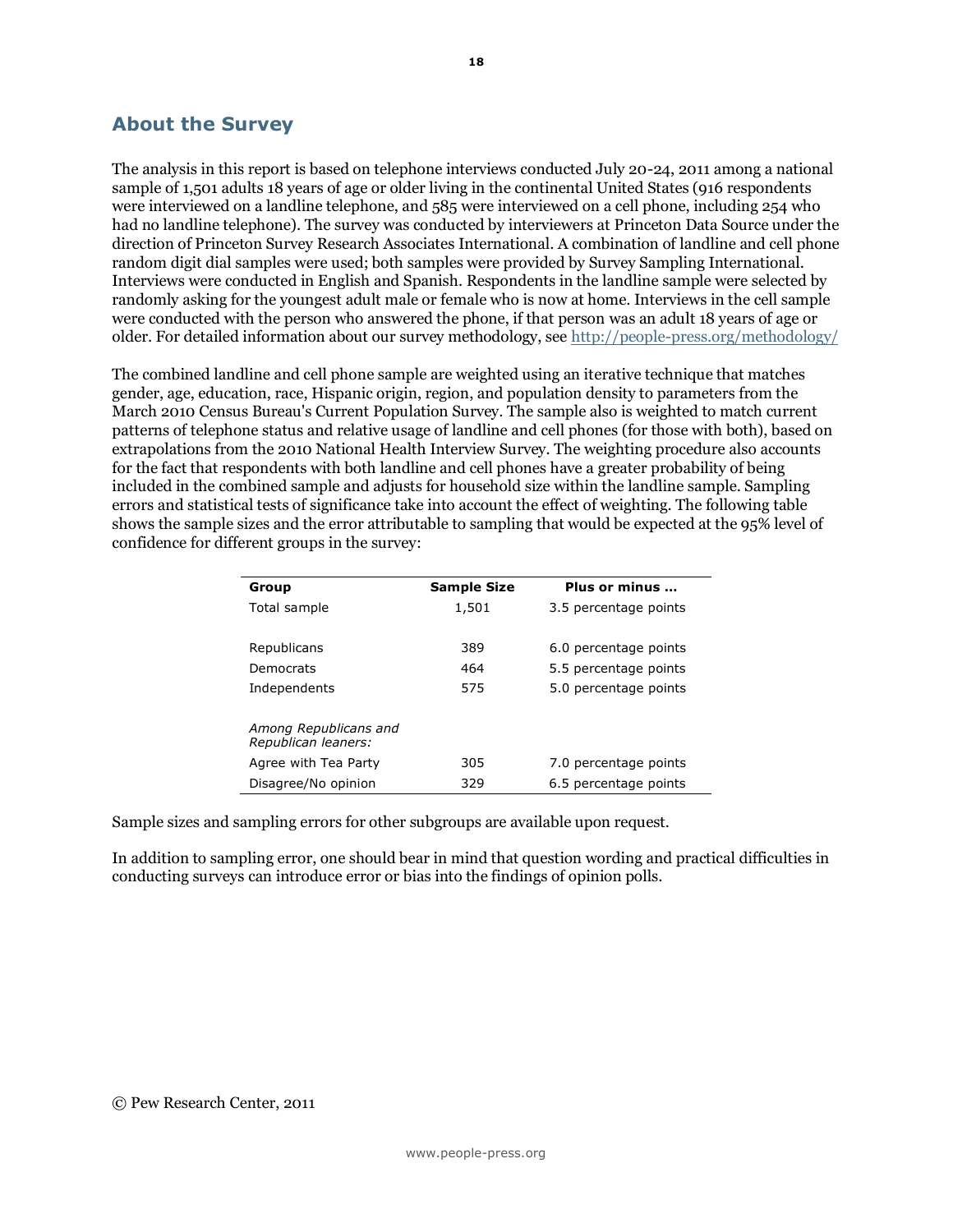## About the Survey

The analysis in this report is based on telephone interviews conducted July 20-24, 2011 among a national sample of 1,501 adults 18 years of age or older living in the continental United States (916 respondents were interviewed on a landline telephone, and 585 were interviewed on a cell phone, including 254 who had no landline telephone). The survey was conducted by interviewers at Princeton Data Source under the direction of Princeton Survey Research Associates International. A combination of landline and cell phone random digit dial samples were used; both samples were provided by Survey Sampling International. Interviews were conducted in English and Spanish. Respondents in the landline sample were selected by randomly asking for the youngest adult male or female who is now at home. Interviews in the cell sample were conducted with the person who answered the phone, if that person was an adult 18 years of age or older. For detailed information about our survey methodology, see http://people-press.org/methodology/

The combined landline and cell phone sample are weighted using an iterative technique that matches gender, age, education, race, Hispanic origin, region, and population density to parameters from the March 2010 Census Bureau's Current Population Survey. The sample also is weighted to match current patterns of telephone status and relative usage of landline and cell phones (for those with both), based on extrapolations from the 2010 National Health Interview Survey. The weighting procedure also accounts for the fact that respondents with both landline and cell phones have a greater probability of being included in the combined sample and adjusts for household size within the landline sample. Sampling errors and statistical tests of significance take into account the effect of weighting. The following table shows the sample sizes and the error attributable to sampling that would be expected at the 95% level of confidence for different groups in the survey:

| Group | Sample Size | Plus or minus ... |
|---|---|---|
| Total sample | 1,501 | 3.5 percentage points |
| | | |
| Republicans | 389 | 6.0 percentage points |
| Democrats | 464 | 5.5 percentage points |
| Independents | 575 | 5.0 percentage points |
| | | |
| *Among Republicans and Republican leaners:* | | |
| Agree with Tea Party | 305 | 7.0 percentage points |
| Disagree/No opinion | 329 | 6.5 percentage points |

Sample sizes and sampling errors for other subgroups are available upon request.

In addition to sampling error, one should bear in mind that question wording and practical difficulties in conducting surveys can introduce error or bias into the findings of opinion polls.

© Pew Research Center, 2011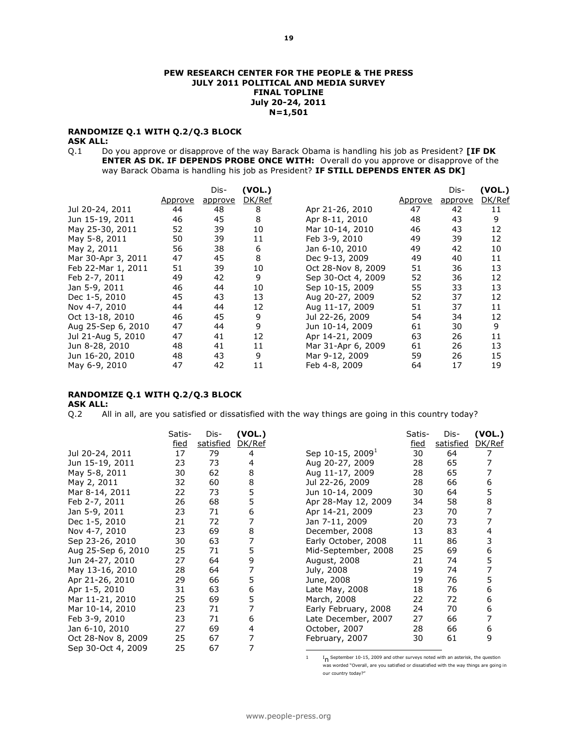**PEW RESEARCH CENTER FOR THE PEOPLE & THE PRESS**
**JULY 2011 POLITICAL AND MEDIA SURVEY**
**FINAL TOPLINE**
**July 20-24, 2011**
**N=1,501**

**RANDOMIZE Q.1 WITH Q.2/Q.3 BLOCK**
**ASK ALL:**

Q.1 Do you approve or disapprove of the way Barack Obama is handling his job as President? **[IF DK ENTER AS DK. IF DEPENDS PROBE ONCE WITH:** Overall do you approve or disapprove of the way Barack Obama is handling his job as President? **IF STILL DEPENDS ENTER AS DK]**

| | Approve | Dis-approve | (VOL.) DK/Ref |
|---|---|---|---|
| Jul 20-24, 2011 | 44 | 48 | 8 |
| Jun 15-19, 2011 | 46 | 45 | 8 |
| May 25-30, 2011 | 52 | 39 | 10 |
| May 5-8, 2011 | 50 | 39 | 11 |
| May 2, 2011 | 56 | 38 | 6 |
| Mar 30-Apr 3, 2011 | 47 | 45 | 8 |
| Feb 22-Mar 1, 2011 | 51 | 39 | 10 |
| Feb 2-7, 2011 | 49 | 42 | 9 |
| Jan 5-9, 2011 | 46 | 44 | 10 |
| Dec 1-5, 2010 | 45 | 43 | 13 |
| Nov 4-7, 2010 | 44 | 44 | 12 |
| Oct 13-18, 2010 | 46 | 45 | 9 |
| Aug 25-Sep 6, 2010 | 47 | 44 | 9 |
| Jul 21-Aug 5, 2010 | 47 | 41 | 12 |
| Jun 8-28, 2010 | 48 | 41 | 11 |
| Jun 16-20, 2010 | 48 | 43 | 9 |
| May 6-9, 2010 | 47 | 42 | 11 |
| Apr 21-26, 2010 | 47 | 42 | 11 |
| Apr 8-11, 2010 | 48 | 43 | 9 |
| Mar 10-14, 2010 | 46 | 43 | 12 |
| Feb 3-9, 2010 | 49 | 39 | 12 |
| Jan 6-10, 2010 | 49 | 42 | 10 |
| Dec 9-13, 2009 | 49 | 40 | 11 |
| Oct 28-Nov 8, 2009 | 51 | 36 | 13 |
| Sep 30-Oct 4, 2009 | 52 | 36 | 12 |
| Sep 10-15, 2009 | 55 | 33 | 13 |
| Aug 20-27, 2009 | 52 | 37 | 12 |
| Aug 11-17, 2009 | 51 | 37 | 11 |
| Jul 22-26, 2009 | 54 | 34 | 12 |
| Jun 10-14, 2009 | 61 | 30 | 9 |
| Apr 14-21, 2009 | 63 | 26 | 11 |
| Mar 31-Apr 6, 2009 | 61 | 26 | 13 |
| Mar 9-12, 2009 | 59 | 26 | 15 |
| Feb 4-8, 2009 | 64 | 17 | 19 |

**RANDOMIZE Q.1 WITH Q.2/Q.3 BLOCK**
**ASK ALL:**

Q.2 All in all, are you satisfied or dissatisfied with the way things are going in this country today?

| | Satis-fied | Dis-satisfied | (VOL.) DK/Ref |
|---|---|---|---|
| Jul 20-24, 2011 | 17 | 79 | 4 |
| Jun 15-19, 2011 | 23 | 73 | 4 |
| May 5-8, 2011 | 30 | 62 | 8 |
| May 2, 2011 | 32 | 60 | 8 |
| Mar 8-14, 2011 | 22 | 73 | 5 |
| Feb 2-7, 2011 | 26 | 68 | 5 |
| Jan 5-9, 2011 | 23 | 71 | 6 |
| Dec 1-5, 2010 | 21 | 72 | 7 |
| Nov 4-7, 2010 | 23 | 69 | 8 |
| Sep 23-26, 2010 | 30 | 63 | 7 |
| Aug 25-Sep 6, 2010 | 25 | 71 | 5 |
| Jun 24-27, 2010 | 27 | 64 | 9 |
| May 13-16, 2010 | 28 | 64 | 7 |
| Apr 21-26, 2010 | 29 | 66 | 5 |
| Apr 1-5, 2010 | 31 | 63 | 6 |
| Mar 11-21, 2010 | 25 | 69 | 5 |
| Mar 10-14, 2010 | 23 | 71 | 7 |
| Feb 3-9, 2010 | 23 | 71 | 6 |
| Jan 6-10, 2010 | 27 | 69 | 4 |
| Oct 28-Nov 8, 2009 | 25 | 67 | 7 |
| Sep 30-Oct 4, 2009 | 25 | 67 | 7 |
| Sep 10-15, 2009[1] | 30 | 64 | 7 |
| Aug 20-27, 2009 | 28 | 65 | 7 |
| Aug 11-17, 2009 | 28 | 65 | 7 |
| Jul 22-26, 2009 | 28 | 66 | 6 |
| Jun 10-14, 2009 | 30 | 64 | 5 |
| Apr 28-May 12, 2009 | 34 | 58 | 8 |
| Apr 14-21, 2009 | 23 | 70 | 7 |
| Jan 7-11, 2009 | 20 | 73 | 7 |
| December, 2008 | 13 | 83 | 4 |
| Early October, 2008 | 11 | 86 | 3 |
| Mid-September, 2008 | 25 | 69 | 6 |
| August, 2008 | 21 | 74 | 5 |
| July, 2008 | 19 | 74 | 7 |
| June, 2008 | 19 | 76 | 5 |
| Late May, 2008 | 18 | 76 | 6 |
| March, 2008 | 22 | 72 | 6 |
| Early February, 2008 | 24 | 70 | 6 |
| Late December, 2007 | 27 | 66 | 7 |
| October, 2007 | 28 | 66 | 6 |
| February, 2007 | 30 | 61 | 9 |

[1] In September 10-15, 2009 and other surveys noted with an asterisk, the question was worded "Overall, are you satisfied or dissatisfied with the way things are going in our country today?"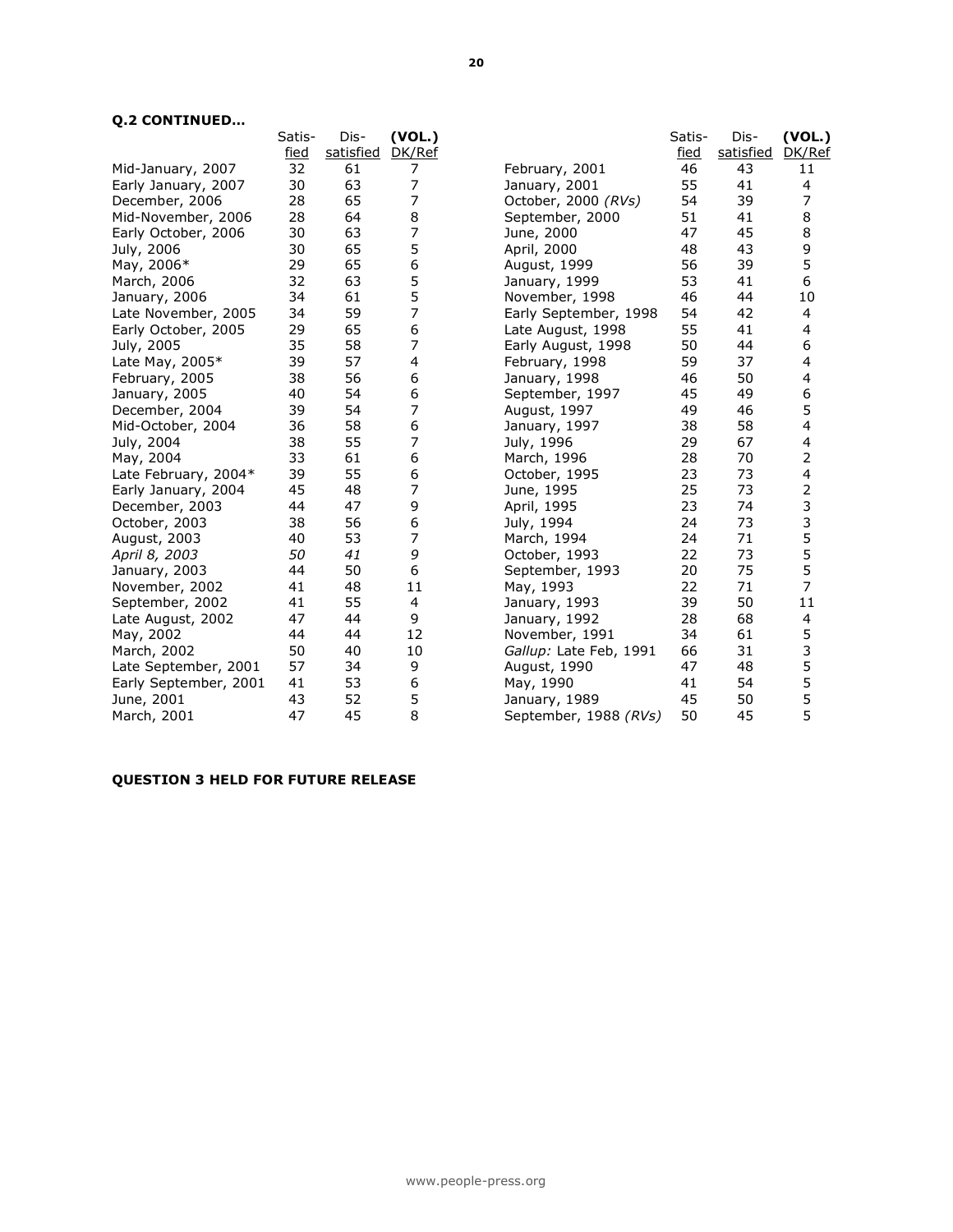**Q.2 CONTINUED…**

| | Satis-fied | Dis-satisfied | (VOL.) DK/Ref |
|---|---|---|---|
| Mid-January, 2007 | 32 | 61 | 7 |
| Early January, 2007 | 30 | 63 | 7 |
| December, 2006 | 28 | 65 | 7 |
| Mid-November, 2006 | 28 | 64 | 8 |
| Early October, 2006 | 30 | 63 | 7 |
| July, 2006 | 30 | 65 | 5 |
| May, 2006* | 29 | 65 | 6 |
| March, 2006 | 32 | 63 | 5 |
| January, 2006 | 34 | 61 | 5 |
| Late November, 2005 | 34 | 59 | 7 |
| Early October, 2005 | 29 | 65 | 6 |
| July, 2005 | 35 | 58 | 7 |
| Late May, 2005* | 39 | 57 | 4 |
| February, 2005 | 38 | 56 | 6 |
| January, 2005 | 40 | 54 | 6 |
| December, 2004 | 39 | 54 | 7 |
| Mid-October, 2004 | 36 | 58 | 6 |
| July, 2004 | 38 | 55 | 7 |
| May, 2004 | 33 | 61 | 6 |
| Late February, 2004* | 39 | 55 | 6 |
| Early January, 2004 | 45 | 48 | 7 |
| December, 2003 | 44 | 47 | 9 |
| October, 2003 | 38 | 56 | 6 |
| August, 2003 | 40 | 53 | 7 |
| *April 8, 2003* | *50* | *41* | *9* |
| January, 2003 | 44 | 50 | 6 |
| November, 2002 | 41 | 48 | 11 |
| September, 2002 | 41 | 55 | 4 |
| Late August, 2002 | 47 | 44 | 9 |
| May, 2002 | 44 | 44 | 12 |
| March, 2002 | 50 | 40 | 10 |
| Late September, 2001 | 57 | 34 | 9 |
| Early September, 2001 | 41 | 53 | 6 |
| June, 2001 | 43 | 52 | 5 |
| March, 2001 | 47 | 45 | 8 |
| February, 2001 | 46 | 43 | 11 |
| January, 2001 | 55 | 41 | 4 |
| October, 2000 *(RVs)* | 54 | 39 | 7 |
| September, 2000 | 51 | 41 | 8 |
| June, 2000 | 47 | 45 | 8 |
| April, 2000 | 48 | 43 | 9 |
| August, 1999 | 56 | 39 | 5 |
| January, 1999 | 53 | 41 | 6 |
| November, 1998 | 46 | 44 | 10 |
| Early September, 1998 | 54 | 42 | 4 |
| Late August, 1998 | 55 | 41 | 4 |
| Early August, 1998 | 50 | 44 | 6 |
| February, 1998 | 59 | 37 | 4 |
| January, 1998 | 46 | 50 | 4 |
| September, 1997 | 45 | 49 | 6 |
| August, 1997 | 49 | 46 | 5 |
| January, 1997 | 38 | 58 | 4 |
| July, 1996 | 29 | 67 | 4 |
| March, 1996 | 28 | 70 | 2 |
| October, 1995 | 23 | 73 | 4 |
| June, 1995 | 25 | 73 | 2 |
| April, 1995 | 23 | 74 | 3 |
| July, 1994 | 24 | 73 | 3 |
| March, 1994 | 24 | 71 | 5 |
| October, 1993 | 22 | 73 | 5 |
| September, 1993 | 20 | 75 | 5 |
| May, 1993 | 22 | 71 | 7 |
| January, 1993 | 39 | 50 | 11 |
| January, 1992 | 28 | 68 | 4 |
| November, 1991 | 34 | 61 | 5 |
| *Gallup:* Late Feb, 1991 | 66 | 31 | 3 |
| August, 1990 | 47 | 48 | 5 |
| May, 1990 | 41 | 54 | 5 |
| January, 1989 | 45 | 50 | 5 |
| September, 1988 *(RVs)* | 50 | 45 | 5 |

**QUESTION 3 HELD FOR FUTURE RELEASE**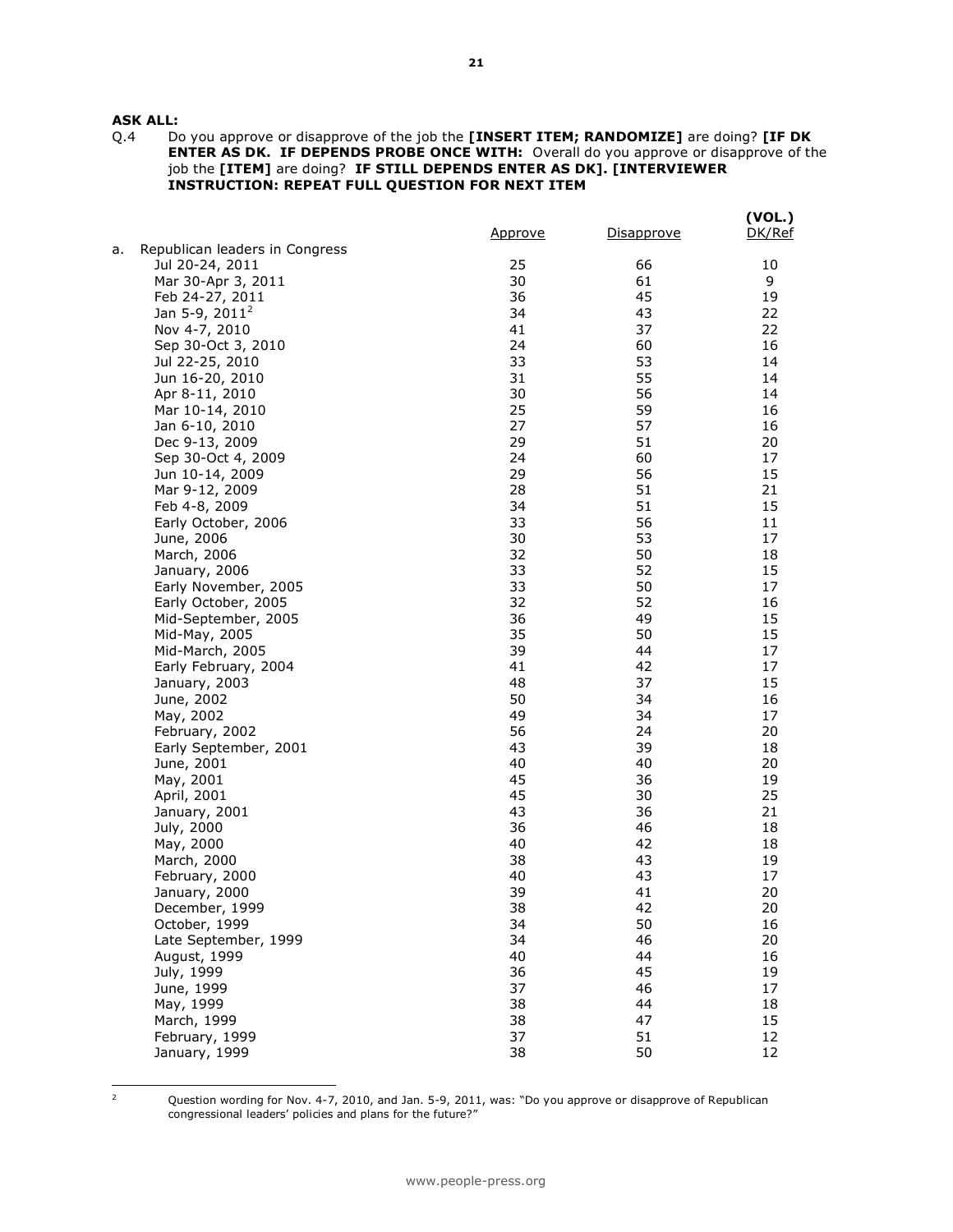**ASK ALL:**

Q.4 Do you approve or disapprove of the job the **[INSERT ITEM; RANDOMIZE]** are doing? **[IF DK ENTER AS DK. IF DEPENDS PROBE ONCE WITH:** Overall do you approve or disapprove of the job the **[ITEM]** are doing? **IF STILL DEPENDS ENTER AS DK]. [INTERVIEWER INSTRUCTION: REPEAT FULL QUESTION FOR NEXT ITEM**

| | Approve | Disapprove | (VOL.) DK/Ref |
|---|---|---|---|
| a. Republican leaders in Congress | | | |
| Jul 20-24, 2011 | 25 | 66 | 10 |
| Mar 30-Apr 3, 2011 | 30 | 61 | 9 |
| Feb 24-27, 2011 | 36 | 45 | 19 |
| Jan 5-9, 2011[2] | 34 | 43 | 22 |
| Nov 4-7, 2010 | 41 | 37 | 22 |
| Sep 30-Oct 3, 2010 | 24 | 60 | 16 |
| Jul 22-25, 2010 | 33 | 53 | 14 |
| Jun 16-20, 2010 | 31 | 55 | 14 |
| Apr 8-11, 2010 | 30 | 56 | 14 |
| Mar 10-14, 2010 | 25 | 59 | 16 |
| Jan 6-10, 2010 | 27 | 57 | 16 |
| Dec 9-13, 2009 | 29 | 51 | 20 |
| Sep 30-Oct 4, 2009 | 24 | 60 | 17 |
| Jun 10-14, 2009 | 29 | 56 | 15 |
| Mar 9-12, 2009 | 28 | 51 | 21 |
| Feb 4-8, 2009 | 34 | 51 | 15 |
| Early October, 2006 | 33 | 56 | 11 |
| June, 2006 | 30 | 53 | 17 |
| March, 2006 | 32 | 50 | 18 |
| January, 2006 | 33 | 52 | 15 |
| Early November, 2005 | 33 | 50 | 17 |
| Early October, 2005 | 32 | 52 | 16 |
| Mid-September, 2005 | 36 | 49 | 15 |
| Mid-May, 2005 | 35 | 50 | 15 |
| Mid-March, 2005 | 39 | 44 | 17 |
| Early February, 2004 | 41 | 42 | 17 |
| January, 2003 | 48 | 37 | 15 |
| June, 2002 | 50 | 34 | 16 |
| May, 2002 | 49 | 34 | 17 |
| February, 2002 | 56 | 24 | 20 |
| Early September, 2001 | 43 | 39 | 18 |
| June, 2001 | 40 | 40 | 20 |
| May, 2001 | 45 | 36 | 19 |
| April, 2001 | 45 | 30 | 25 |
| January, 2001 | 43 | 36 | 21 |
| July, 2000 | 36 | 46 | 18 |
| May, 2000 | 40 | 42 | 18 |
| March, 2000 | 38 | 43 | 19 |
| February, 2000 | 40 | 43 | 17 |
| January, 2000 | 39 | 41 | 20 |
| December, 1999 | 38 | 42 | 20 |
| October, 1999 | 34 | 50 | 16 |
| Late September, 1999 | 34 | 46 | 20 |
| August, 1999 | 40 | 44 | 16 |
| July, 1999 | 36 | 45 | 19 |
| June, 1999 | 37 | 46 | 17 |
| May, 1999 | 38 | 44 | 18 |
| March, 1999 | 38 | 47 | 15 |
| February, 1999 | 37 | 51 | 12 |
| January, 1999 | 38 | 50 | 12 |

[2] Question wording for Nov. 4-7, 2010, and Jan. 5-9, 2011, was: "Do you approve or disapprove of Republican congressional leaders' policies and plans for the future?"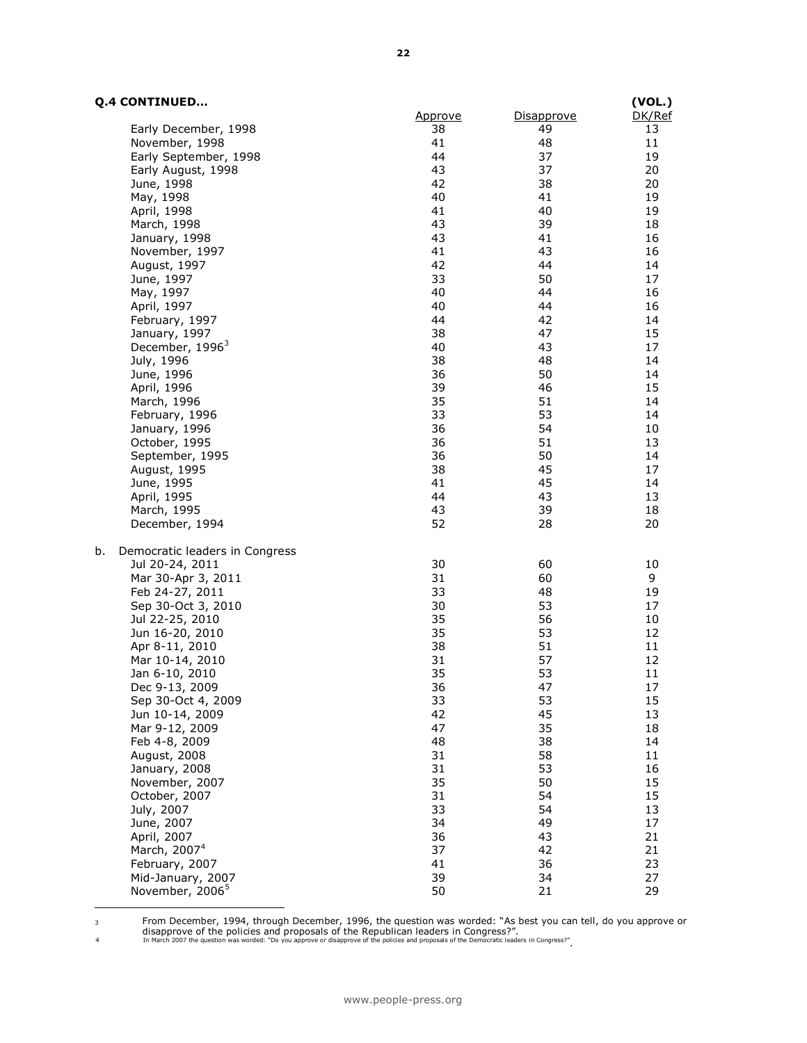**Q.4 CONTINUED…**

| | Approve | Disapprove | (VOL.) DK/Ref |
|---|---|---|---|
| Early December, 1998 | 38 | 49 | 13 |
| November, 1998 | 41 | 48 | 11 |
| Early September, 1998 | 44 | 37 | 19 |
| Early August, 1998 | 43 | 37 | 20 |
| June, 1998 | 42 | 38 | 20 |
| May, 1998 | 40 | 41 | 19 |
| April, 1998 | 41 | 40 | 19 |
| March, 1998 | 43 | 39 | 18 |
| January, 1998 | 43 | 41 | 16 |
| November, 1997 | 41 | 43 | 16 |
| August, 1997 | 42 | 44 | 14 |
| June, 1997 | 33 | 50 | 17 |
| May, 1997 | 40 | 44 | 16 |
| April, 1997 | 40 | 44 | 16 |
| February, 1997 | 44 | 42 | 14 |
| January, 1997 | 38 | 47 | 15 |
| December, 1996[3] | 40 | 43 | 17 |
| July, 1996 | 38 | 48 | 14 |
| June, 1996 | 36 | 50 | 14 |
| April, 1996 | 39 | 46 | 15 |
| March, 1996 | 35 | 51 | 14 |
| February, 1996 | 33 | 53 | 14 |
| January, 1996 | 36 | 54 | 10 |
| October, 1995 | 36 | 51 | 13 |
| September, 1995 | 36 | 50 | 14 |
| August, 1995 | 38 | 45 | 17 |
| June, 1995 | 41 | 45 | 14 |
| April, 1995 | 44 | 43 | 13 |
| March, 1995 | 43 | 39 | 18 |
| December, 1994 | 52 | 28 | 20 |
| **b. Democratic leaders in Congress** | | | |
| Jul 20-24, 2011 | 30 | 60 | 10 |
| Mar 30-Apr 3, 2011 | 31 | 60 | 9 |
| Feb 24-27, 2011 | 33 | 48 | 19 |
| Sep 30-Oct 3, 2010 | 30 | 53 | 17 |
| Jul 22-25, 2010 | 35 | 56 | 10 |
| Jun 16-20, 2010 | 35 | 53 | 12 |
| Apr 8-11, 2010 | 38 | 51 | 11 |
| Mar 10-14, 2010 | 31 | 57 | 12 |
| Jan 6-10, 2010 | 35 | 53 | 11 |
| Dec 9-13, 2009 | 36 | 47 | 17 |
| Sep 30-Oct 4, 2009 | 33 | 53 | 15 |
| Jun 10-14, 2009 | 42 | 45 | 13 |
| Mar 9-12, 2009 | 47 | 35 | 18 |
| Feb 4-8, 2009 | 48 | 38 | 14 |
| August, 2008 | 31 | 58 | 11 |
| January, 2008 | 31 | 53 | 16 |
| November, 2007 | 35 | 50 | 15 |
| October, 2007 | 31 | 54 | 15 |
| July, 2007 | 33 | 54 | 13 |
| June, 2007 | 34 | 49 | 17 |
| April, 2007 | 36 | 43 | 21 |
| March, 2007[4] | 37 | 42 | 21 |
| February, 2007 | 41 | 36 | 23 |
| Mid-January, 2007 | 39 | 34 | 27 |
| November, 2006[5] | 50 | 21 | 29 |

---

3 From December, 1994, through December, 1996, the question was worded: "As best you can tell, do you approve or disapprove of the policies and proposals of the Republican leaders in Congress?".

4 In March 2007 the question was worded: "Do you approve or disapprove of the policies and proposals of the Democratic leaders in Congress?".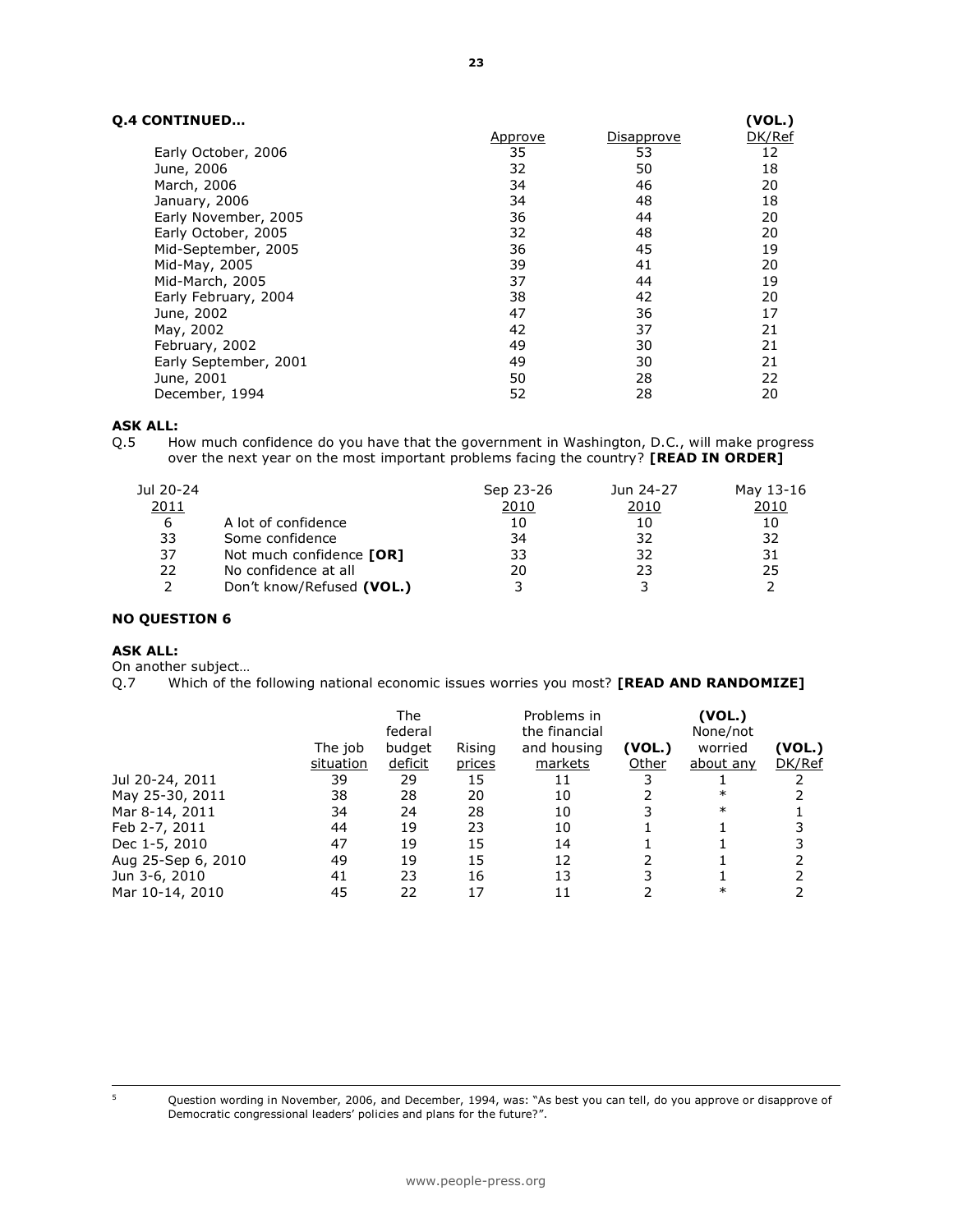**Q.4 CONTINUED…**

| | Approve | Disapprove | (VOL.) DK/Ref |
|---|---|---|---|
| Early October, 2006 | 35 | 53 | 12 |
| June, 2006 | 32 | 50 | 18 |
| March, 2006 | 34 | 46 | 20 |
| January, 2006 | 34 | 48 | 18 |
| Early November, 2005 | 36 | 44 | 20 |
| Early October, 2005 | 32 | 48 | 20 |
| Mid-September, 2005 | 36 | 45 | 19 |
| Mid-May, 2005 | 39 | 41 | 20 |
| Mid-March, 2005 | 37 | 44 | 19 |
| Early February, 2004 | 38 | 42 | 20 |
| June, 2002 | 47 | 36 | 17 |
| May, 2002 | 42 | 37 | 21 |
| February, 2002 | 49 | 30 | 21 |
| Early September, 2001 | 49 | 30 | 21 |
| June, 2001 | 50 | 28 | 22 |
| December, 1994 | 52 | 28 | 20 |

**ASK ALL:**

Q.5 How much confidence do you have that the government in Washington, D.C., will make progress over the next year on the most important problems facing the country? **[READ IN ORDER]**

| Jul 20-24 2011 | | Sep 23-26 2010 | Jun 24-27 2010 | May 13-16 2010 |
|---|---|---|---|---|
| 6 | A lot of confidence | 10 | 10 | 10 |
| 33 | Some confidence | 34 | 32 | 32 |
| 37 | Not much confidence **[OR]** | 33 | 32 | 31 |
| 22 | No confidence at all | 20 | 23 | 25 |
| 2 | Don't know/Refused **(VOL.)** | 3 | 3 | 2 |

**NO QUESTION 6**

**ASK ALL:**

On another subject…

Q.7 Which of the following national economic issues worries you most? **[READ AND RANDOMIZE]**

| | The job situation | The federal budget deficit | Rising prices | Problems in the financial and housing markets | (VOL.) Other | (VOL.) None/not worried about any | (VOL.) DK/Ref |
|---|---|---|---|---|---|---|---|
| Jul 20-24, 2011 | 39 | 29 | 15 | 11 | 3 | 1 | 2 |
| May 25-30, 2011 | 38 | 28 | 20 | 10 | 2 | * | 2 |
| Mar 8-14, 2011 | 34 | 24 | 28 | 10 | 3 | * | 1 |
| Feb 2-7, 2011 | 44 | 19 | 23 | 10 | 1 | 1 | 3 |
| Dec 1-5, 2010 | 47 | 19 | 15 | 14 | 1 | 1 | 3 |
| Aug 25-Sep 6, 2010 | 49 | 19 | 15 | 12 | 2 | 1 | 2 |
| Jun 3-6, 2010 | 41 | 23 | 16 | 13 | 3 | 1 | 2 |
| Mar 10-14, 2010 | 45 | 22 | 17 | 11 | 2 | * | 2 |

[5] Question wording in November, 2006, and December, 1994, was: "As best you can tell, do you approve or disapprove of Democratic congressional leaders' policies and plans for the future?".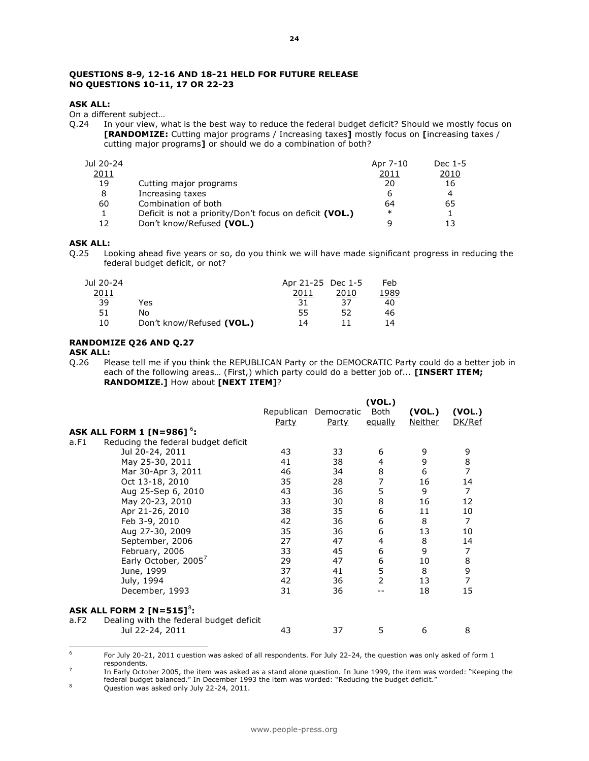**QUESTIONS 8-9, 12-16 AND 18-21 HELD FOR FUTURE RELEASE**
**NO QUESTIONS 10-11, 17 OR 22-23**

**ASK ALL:**
On a different subject…
Q.24 In your view, what is the best way to reduce the federal budget deficit? Should we mostly focus on **[RANDOMIZE:** Cutting major programs / Increasing taxes**]** mostly focus on **[**increasing taxes / cutting major programs**]** or should we do a combination of both?

| Jul 20-24 2011 | | Apr 7-10 2011 | Dec 1-5 2010 |
|---|---|---|---|
| 19 | Cutting major programs | 20 | 16 |
| 8 | Increasing taxes | 6 | 4 |
| 60 | Combination of both | 64 | 65 |
| 1 | Deficit is not a priority/Don't focus on deficit **(VOL.)** | * | 1 |
| 12 | Don't know/Refused **(VOL.)** | 9 | 13 |

**ASK ALL:**
Q.25 Looking ahead five years or so, do you think we will have made significant progress in reducing the federal budget deficit, or not?

| Jul 20-24 2011 | | Apr 21-25 2011 | Dec 1-5 2010 | Feb 1989 |
|---|---|---|---|---|
| 39 | Yes | 31 | 37 | 40 |
| 51 | No | 55 | 52 | 46 |
| 10 | Don't know/Refused **(VOL.)** | 14 | 11 | 14 |

**RANDOMIZE Q26 AND Q.27**
**ASK ALL:**
Q.26 Please tell me if you think the REPUBLICAN Party or the DEMOCRATIC Party could do a better job in each of the following areas… (First,) which party could do a better job of... **[INSERT ITEM; RANDOMIZE.]** How about **[NEXT ITEM]**?

| | Republican Party | Democratic Party | (VOL.) Both equally | (VOL.) Neither | (VOL.) DK/Ref |
|---|---|---|---|---|---|
| **ASK ALL FORM 1 [N=986]**[6]**:** | | | | | |
| a.F1 Reducing the federal budget deficit | | | | | |
| Jul 20-24, 2011 | 43 | 33 | 6 | 9 | 9 |
| May 25-30, 2011 | 41 | 38 | 4 | 9 | 8 |
| Mar 30-Apr 3, 2011 | 46 | 34 | 8 | 6 | 7 |
| Oct 13-18, 2010 | 35 | 28 | 7 | 16 | 14 |
| Aug 25-Sep 6, 2010 | 43 | 36 | 5 | 9 | 7 |
| May 20-23, 2010 | 33 | 30 | 8 | 16 | 12 |
| Apr 21-26, 2010 | 38 | 35 | 6 | 11 | 10 |
| Feb 3-9, 2010 | 42 | 36 | 6 | 8 | 7 |
| Aug 27-30, 2009 | 35 | 36 | 6 | 13 | 10 |
| September, 2006 | 27 | 47 | 4 | 8 | 14 |
| February, 2006 | 33 | 45 | 6 | 9 | 7 |
| Early October, 2005[7] | 29 | 47 | 6 | 10 | 8 |
| June, 1999 | 37 | 41 | 5 | 8 | 9 |
| July, 1994 | 42 | 36 | 2 | 13 | 7 |
| December, 1993 | 31 | 36 | -- | 18 | 15 |
| **ASK ALL FORM 2 [N=515]**[8]**:** | | | | | |
| a.F2 Dealing with the federal budget deficit | | | | | |
| Jul 22-24, 2011 | 43 | 37 | 5 | 6 | 8 |

[6] For July 20-21, 2011 question was asked of all respondents. For July 22-24, the question was only asked of form 1 respondents.

[7] In Early October 2005, the item was asked as a stand alone question. In June 1999, the item was worded: "Keeping the federal budget balanced." In December 1993 the item was worded: "Reducing the budget deficit."

[8] Question was asked only July 22-24, 2011.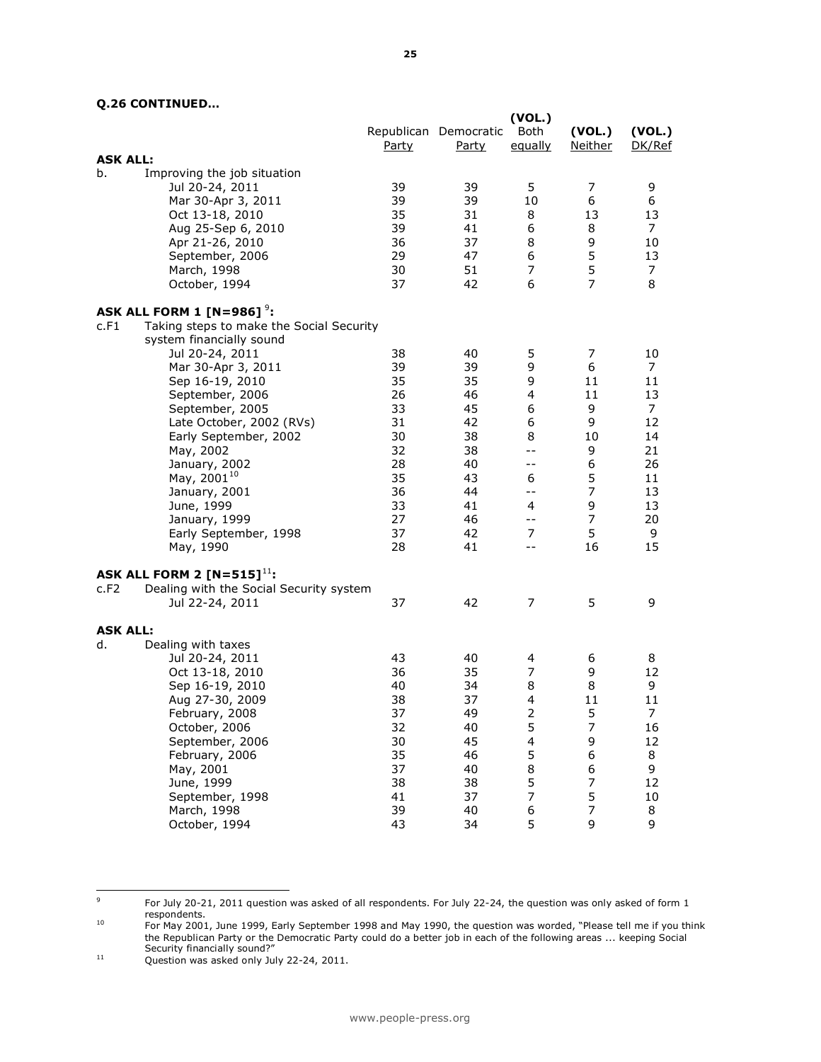**Q.26 CONTINUED…**

| | | Republican Party | Democratic Party | (VOL.) Both equally | (VOL.) Neither | (VOL.) DK/Ref |
|---|---|---|---|---|---|---|
| **ASK ALL:** | | | | | | |
| b. | Improving the job situation | | | | | |
| | Jul 20-24, 2011 | 39 | 39 | 5 | 7 | 9 |
| | Mar 30-Apr 3, 2011 | 39 | 39 | 10 | 6 | 6 |
| | Oct 13-18, 2010 | 35 | 31 | 8 | 13 | 13 |
| | Aug 25-Sep 6, 2010 | 39 | 41 | 6 | 8 | 7 |
| | Apr 21-26, 2010 | 36 | 37 | 8 | 9 | 10 |
| | September, 2006 | 29 | 47 | 6 | 5 | 13 |
| | March, 1998 | 30 | 51 | 7 | 5 | 7 |
| | October, 1994 | 37 | 42 | 6 | 7 | 8 |
| **ASK ALL FORM 1 [N=986]** [9]**:** | | | | | | |
| c.F1 | Taking steps to make the Social Security system financially sound | | | | | |
| | Jul 20-24, 2011 | 38 | 40 | 5 | 7 | 10 |
| | Mar 30-Apr 3, 2011 | 39 | 39 | 9 | 6 | 7 |
| | Sep 16-19, 2010 | 35 | 35 | 9 | 11 | 11 |
| | September, 2006 | 26 | 46 | 4 | 11 | 13 |
| | September, 2005 | 33 | 45 | 6 | 9 | 7 |
| | Late October, 2002 (RVs) | 31 | 42 | 6 | 9 | 12 |
| | Early September, 2002 | 30 | 38 | 8 | 10 | 14 |
| | May, 2002 | 32 | 38 | -- | 9 | 21 |
| | January, 2002 | 28 | 40 | -- | 6 | 26 |
| | May, 2001[10] | 35 | 43 | 6 | 5 | 11 |
| | January, 2001 | 36 | 44 | -- | 7 | 13 |
| | June, 1999 | 33 | 41 | 4 | 9 | 13 |
| | January, 1999 | 27 | 46 | -- | 7 | 20 |
| | Early September, 1998 | 37 | 42 | 7 | 5 | 9 |
| | May, 1990 | 28 | 41 | -- | 16 | 15 |
| **ASK ALL FORM 2 [N=515]**[11]**:** | | | | | | |
| c.F2 | Dealing with the Social Security system | | | | | |
| | Jul 22-24, 2011 | 37 | 42 | 7 | 5 | 9 |
| **ASK ALL:** | | | | | | |
| d. | Dealing with taxes | | | | | |
| | Jul 20-24, 2011 | 43 | 40 | 4 | 6 | 8 |
| | Oct 13-18, 2010 | 36 | 35 | 7 | 9 | 12 |
| | Sep 16-19, 2010 | 40 | 34 | 8 | 8 | 9 |
| | Aug 27-30, 2009 | 38 | 37 | 4 | 11 | 11 |
| | February, 2008 | 37 | 49 | 2 | 5 | 7 |
| | October, 2006 | 32 | 40 | 5 | 7 | 16 |
| | September, 2006 | 30 | 45 | 4 | 9 | 12 |
| | February, 2006 | 35 | 46 | 5 | 6 | 8 |
| | May, 2001 | 37 | 40 | 8 | 6 | 9 |
| | June, 1999 | 38 | 38 | 5 | 7 | 12 |
| | September, 1998 | 41 | 37 | 7 | 5 | 10 |
| | March, 1998 | 39 | 40 | 6 | 7 | 8 |
| | October, 1994 | 43 | 34 | 5 | 9 | 9 |

---

[9] For July 20-21, 2011 question was asked of all respondents. For July 22-24, the question was only asked of form 1 respondents.

[10] For May 2001, June 1999, Early September 1998 and May 1990, the question was worded, "Please tell me if you think the Republican Party or the Democratic Party could do a better job in each of the following areas ... keeping Social Security financially sound?"

[11] Question was asked only July 22-24, 2011.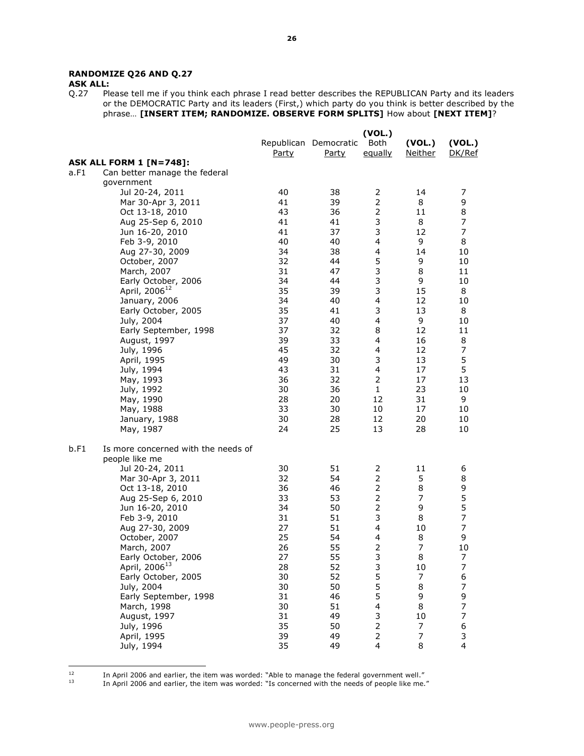**RANDOMIZE Q26 AND Q.27**

**ASK ALL:**

Q.27 Please tell me if you think each phrase I read better describes the REPUBLICAN Party and its leaders or the DEMOCRATIC Party and its leaders (First,) which party do you think is better described by the phrase… **[INSERT ITEM; RANDOMIZE. OBSERVE FORM SPLITS]** How about **[NEXT ITEM]**?

| | | Republican Party | Democratic Party | (VOL.) Both equally | (VOL.) Neither | (VOL.) DK/Ref |
|---|---|---|---|---|---|---|
| **ASK ALL FORM 1 [N=748]:** | | | | | | |
| a.F1 | Can better manage the federal government | | | | | |
| | Jul 20-24, 2011 | 40 | 38 | 2 | 14 | 7 |
| | Mar 30-Apr 3, 2011 | 41 | 39 | 2 | 8 | 9 |
| | Oct 13-18, 2010 | 43 | 36 | 2 | 11 | 8 |
| | Aug 25-Sep 6, 2010 | 41 | 41 | 3 | 8 | 7 |
| | Jun 16-20, 2010 | 41 | 37 | 3 | 12 | 7 |
| | Feb 3-9, 2010 | 40 | 40 | 4 | 9 | 8 |
| | Aug 27-30, 2009 | 34 | 38 | 4 | 14 | 10 |
| | October, 2007 | 32 | 44 | 5 | 9 | 10 |
| | March, 2007 | 31 | 47 | 3 | 8 | 11 |
| | Early October, 2006 | 34 | 44 | 3 | 9 | 10 |
| | April, 2006[12] | 35 | 39 | 3 | 15 | 8 |
| | January, 2006 | 34 | 40 | 4 | 12 | 10 |
| | Early October, 2005 | 35 | 41 | 3 | 13 | 8 |
| | July, 2004 | 37 | 40 | 4 | 9 | 10 |
| | Early September, 1998 | 37 | 32 | 8 | 12 | 11 |
| | August, 1997 | 39 | 33 | 4 | 16 | 8 |
| | July, 1996 | 45 | 32 | 4 | 12 | 7 |
| | April, 1995 | 49 | 30 | 3 | 13 | 5 |
| | July, 1994 | 43 | 31 | 4 | 17 | 5 |
| | May, 1993 | 36 | 32 | 2 | 17 | 13 |
| | July, 1992 | 30 | 36 | 1 | 23 | 10 |
| | May, 1990 | 28 | 20 | 12 | 31 | 9 |
| | May, 1988 | 33 | 30 | 10 | 17 | 10 |
| | January, 1988 | 30 | 28 | 12 | 20 | 10 |
| | May, 1987 | 24 | 25 | 13 | 28 | 10 |
| b.F1 | Is more concerned with the needs of people like me | | | | | |
| | Jul 20-24, 2011 | 30 | 51 | 2 | 11 | 6 |
| | Mar 30-Apr 3, 2011 | 32 | 54 | 2 | 5 | 8 |
| | Oct 13-18, 2010 | 36 | 46 | 2 | 8 | 9 |
| | Aug 25-Sep 6, 2010 | 33 | 53 | 2 | 7 | 5 |
| | Jun 16-20, 2010 | 34 | 50 | 2 | 9 | 5 |
| | Feb 3-9, 2010 | 31 | 51 | 3 | 8 | 7 |
| | Aug 27-30, 2009 | 27 | 51 | 4 | 10 | 7 |
| | October, 2007 | 25 | 54 | 4 | 8 | 9 |
| | March, 2007 | 26 | 55 | 2 | 7 | 10 |
| | Early October, 2006 | 27 | 55 | 3 | 8 | 7 |
| | April, 2006[13] | 28 | 52 | 3 | 10 | 7 |
| | Early October, 2005 | 30 | 52 | 5 | 7 | 6 |
| | July, 2004 | 30 | 50 | 5 | 8 | 7 |
| | Early September, 1998 | 31 | 46 | 5 | 9 | 9 |
| | March, 1998 | 30 | 51 | 4 | 8 | 7 |
| | August, 1997 | 31 | 49 | 3 | 10 | 7 |
| | July, 1996 | 35 | 50 | 2 | 7 | 6 |
| | April, 1995 | 39 | 49 | 2 | 7 | 3 |
| | July, 1994 | 35 | 49 | 4 | 8 | 4 |

[12] In April 2006 and earlier, the item was worded: "Able to manage the federal government well."

[13] In April 2006 and earlier, the item was worded: "Is concerned with the needs of people like me."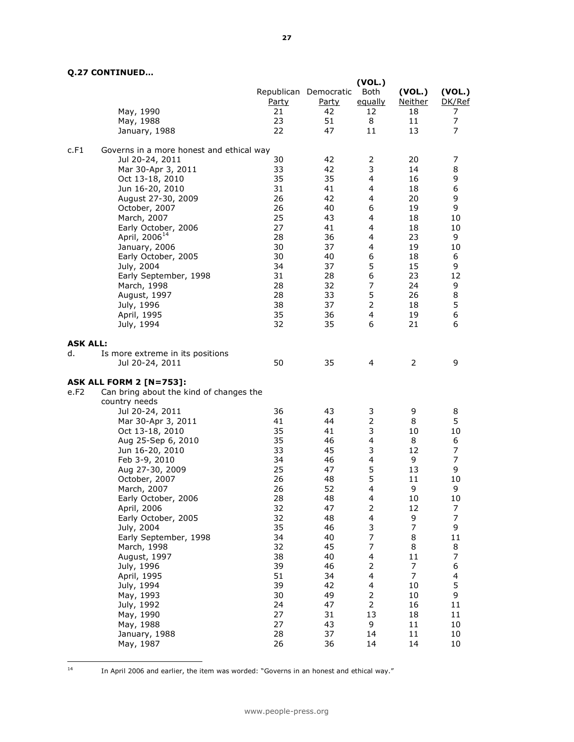**Q.27 CONTINUED…**

| | | Republican Party | Democratic Party | (VOL.) Both equally | (VOL.) Neither | (VOL.) DK/Ref |
|---|---|---|---|---|---|---|
| | May, 1990 | 21 | 42 | 12 | 18 | 7 |
| | May, 1988 | 23 | 51 | 8 | 11 | 7 |
| | January, 1988 | 22 | 47 | 11 | 13 | 7 |
| c.F1 | Governs in a more honest and ethical way | | | | | |
| | Jul 20-24, 2011 | 30 | 42 | 2 | 20 | 7 |
| | Mar 30-Apr 3, 2011 | 33 | 42 | 3 | 14 | 8 |
| | Oct 13-18, 2010 | 35 | 35 | 4 | 16 | 9 |
| | Jun 16-20, 2010 | 31 | 41 | 4 | 18 | 6 |
| | August 27-30, 2009 | 26 | 42 | 4 | 20 | 9 |
| | October, 2007 | 26 | 40 | 6 | 19 | 9 |
| | March, 2007 | 25 | 43 | 4 | 18 | 10 |
| | Early October, 2006 | 27 | 41 | 4 | 18 | 10 |
| | April, 2006[14] | 28 | 36 | 4 | 23 | 9 |
| | January, 2006 | 30 | 37 | 4 | 19 | 10 |
| | Early October, 2005 | 30 | 40 | 6 | 18 | 6 |
| | July, 2004 | 34 | 37 | 5 | 15 | 9 |
| | Early September, 1998 | 31 | 28 | 6 | 23 | 12 |
| | March, 1998 | 28 | 32 | 7 | 24 | 9 |
| | August, 1997 | 28 | 33 | 5 | 26 | 8 |
| | July, 1996 | 38 | 37 | 2 | 18 | 5 |
| | April, 1995 | 35 | 36 | 4 | 19 | 6 |
| | July, 1994 | 32 | 35 | 6 | 21 | 6 |
| **ASK ALL:** | | | | | | |
| d. | Is more extreme in its positions | | | | | |
| | Jul 20-24, 2011 | 50 | 35 | 4 | 2 | 9 |
| **ASK ALL FORM 2 [N=753]:** | | | | | | |
| e.F2 | Can bring about the kind of changes the country needs | | | | | |
| | Jul 20-24, 2011 | 36 | 43 | 3 | 9 | 8 |
| | Mar 30-Apr 3, 2011 | 41 | 44 | 2 | 8 | 5 |
| | Oct 13-18, 2010 | 35 | 41 | 3 | 10 | 10 |
| | Aug 25-Sep 6, 2010 | 35 | 46 | 4 | 8 | 6 |
| | Jun 16-20, 2010 | 33 | 45 | 3 | 12 | 7 |
| | Feb 3-9, 2010 | 34 | 46 | 4 | 9 | 7 |
| | Aug 27-30, 2009 | 25 | 47 | 5 | 13 | 9 |
| | October, 2007 | 26 | 48 | 5 | 11 | 10 |
| | March, 2007 | 26 | 52 | 4 | 9 | 9 |
| | Early October, 2006 | 28 | 48 | 4 | 10 | 10 |
| | April, 2006 | 32 | 47 | 2 | 12 | 7 |
| | Early October, 2005 | 32 | 48 | 4 | 9 | 7 |
| | July, 2004 | 35 | 46 | 3 | 7 | 9 |
| | Early September, 1998 | 34 | 40 | 7 | 8 | 11 |
| | March, 1998 | 32 | 45 | 7 | 8 | 8 |
| | August, 1997 | 38 | 40 | 4 | 11 | 7 |
| | July, 1996 | 39 | 46 | 2 | 7 | 6 |
| | April, 1995 | 51 | 34 | 4 | 7 | 4 |
| | July, 1994 | 39 | 42 | 4 | 10 | 5 |
| | May, 1993 | 30 | 49 | 2 | 10 | 9 |
| | July, 1992 | 24 | 47 | 2 | 16 | 11 |
| | May, 1990 | 27 | 31 | 13 | 18 | 11 |
| | May, 1988 | 27 | 43 | 9 | 11 | 10 |
| | January, 1988 | 28 | 37 | 14 | 11 | 10 |
| | May, 1987 | 26 | 36 | 14 | 14 | 10 |

[14] In April 2006 and earlier, the item was worded: "Governs in an honest and ethical way."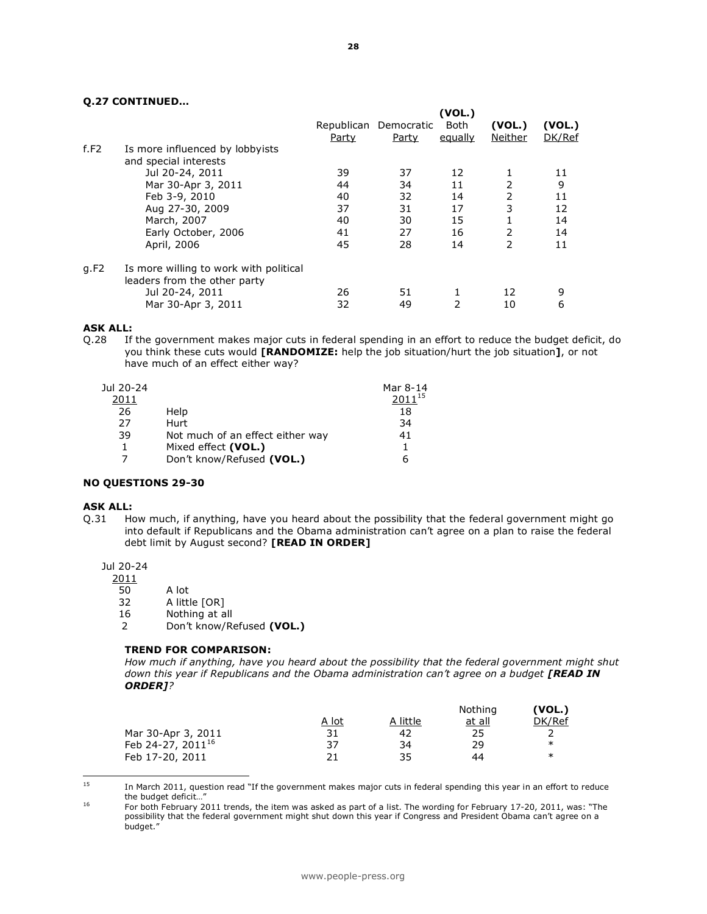**Q.27 CONTINUED…**

| | | Republican Party | Democratic Party | (VOL.) Both equally | (VOL.) Neither | (VOL.) DK/Ref |
|---|---|---|---|---|---|---|
| f.F2 | Is more influenced by lobbyists and special interests | | | | | |
| | Jul 20-24, 2011 | 39 | 37 | 12 | 1 | 11 |
| | Mar 30-Apr 3, 2011 | 44 | 34 | 11 | 2 | 9 |
| | Feb 3-9, 2010 | 40 | 32 | 14 | 2 | 11 |
| | Aug 27-30, 2009 | 37 | 31 | 17 | 3 | 12 |
| | March, 2007 | 40 | 30 | 15 | 1 | 14 |
| | Early October, 2006 | 41 | 27 | 16 | 2 | 14 |
| | April, 2006 | 45 | 28 | 14 | 2 | 11 |
| g.F2 | Is more willing to work with political leaders from the other party | | | | | |
| | Jul 20-24, 2011 | 26 | 51 | 1 | 12 | 9 |
| | Mar 30-Apr 3, 2011 | 32 | 49 | 2 | 10 | 6 |

**ASK ALL:**

Q.28 If the government makes major cuts in federal spending in an effort to reduce the budget deficit, do you think these cuts would **[RANDOMIZE:** help the job situation/hurt the job situation**]**, or not have much of an effect either way?

| Jul 20-24 2011 | | Mar 8-14 2011[15] |
|---|---|---|
| 26 | Help | 18 |
| 27 | Hurt | 34 |
| 39 | Not much of an effect either way | 41 |
| 1 | Mixed effect **(VOL.)** | 1 |
| 7 | Don't know/Refused **(VOL.)** | 6 |

**NO QUESTIONS 29-30**

**ASK ALL:**

Q.31 How much, if anything, have you heard about the possibility that the federal government might go into default if Republicans and the Obama administration can't agree on a plan to raise the federal debt limit by August second? **[READ IN ORDER]**

| Jul 20-24 2011 | |
|---|---|
| 50 | A lot |
| 32 | A little [OR] |
| 16 | Nothing at all |
| 2 | Don't know/Refused **(VOL.)** |

**TREND FOR COMPARISON:**

*How much if anything, have you heard about the possibility that the federal government might shut down this year if Republicans and the Obama administration can't agree on a budget* ***[READ IN ORDER]****?*

| | A lot | A little | Nothing at all | (VOL.) DK/Ref |
|---|---|---|---|---|
| Mar 30-Apr 3, 2011 | 31 | 42 | 25 | 2 |
| Feb 24-27, 2011[16] | 37 | 34 | 29 | * |
| Feb 17-20, 2011 | 21 | 35 | 44 | * |

---

15 In March 2011, question read "If the government makes major cuts in federal spending this year in an effort to reduce the budget deficit…"

16 For both February 2011 trends, the item was asked as part of a list. The wording for February 17-20, 2011, was: "The possibility that the federal government might shut down this year if Congress and President Obama can't agree on a budget."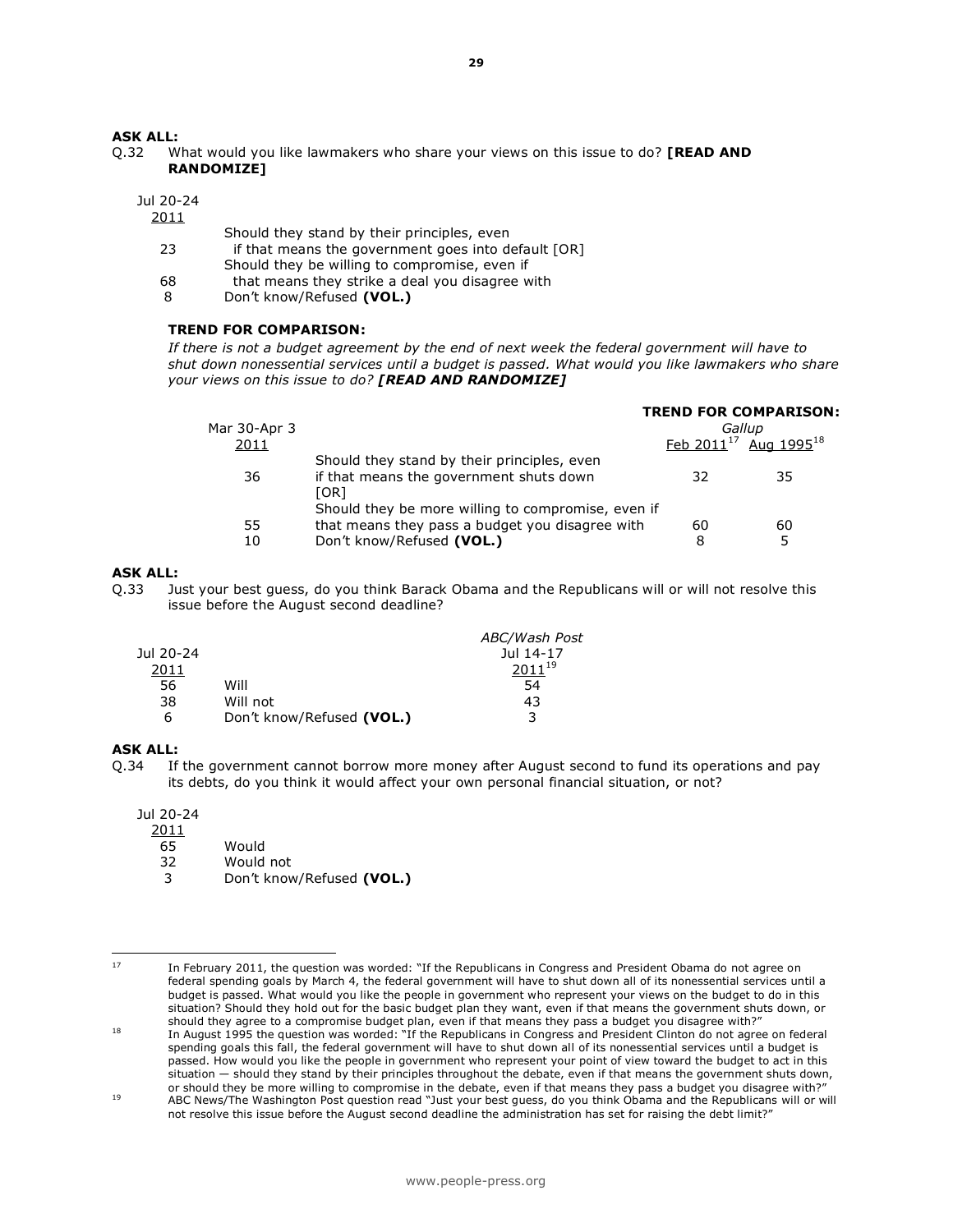**ASK ALL:**

Q.32 What would you like lawmakers who share your views on this issue to do? **[READ AND RANDOMIZE]**

| Jul 20-24 2011 | |
|---|---|
| 23 | Should they stand by their principles, even if that means the government goes into default [OR] |
| 68 | Should they be willing to compromise, even if that means they strike a deal you disagree with |
| 8 | Don't know/Refused **(VOL.)** |

**TREND FOR COMPARISON:**

*If there is not a budget agreement by the end of next week the federal government will have to shut down nonessential services until a budget is passed. What would you like lawmakers who share your views on this issue to do? **[READ AND RANDOMIZE]***

| Mar 30-Apr 3 2011 | | **TREND FOR COMPARISON:** *Gallup* Feb 2011[17] | Aug 1995[18] |
|---|---|---|---|
| 36 | Should they stand by their principles, even if that means the government shuts down [OR] | 32 | 35 |
| 55 | Should they be more willing to compromise, even if that means they pass a budget you disagree with | 60 | 60 |
| 10 | Don't know/Refused **(VOL.)** | 8 | 5 |

**ASK ALL:**

Q.33 Just your best guess, do you think Barack Obama and the Republicans will or will not resolve this issue before the August second deadline?

| Jul 20-24 2011 | | *ABC/Wash Post* Jul 14-17 2011[19] |
|---|---|---|
| 56 | Will | 54 |
| 38 | Will not | 43 |
| 6 | Don't know/Refused **(VOL.)** | 3 |

**ASK ALL:**

Q.34 If the government cannot borrow more money after August second to fund its operations and pay its debts, do you think it would affect your own personal financial situation, or not?

| Jul 20-24 2011 | |
|---|---|
| 65 | Would |
| 32 | Would not |
| 3 | Don't know/Refused **(VOL.)** |

---

[17] In February 2011, the question was worded: "If the Republicans in Congress and President Obama do not agree on federal spending goals by March 4, the federal government will have to shut down all of its nonessential services until a budget is passed. What would you like the people in government who represent your views on the budget to do in this situation? Should they hold out for the basic budget plan they want, even if that means the government shuts down, or should they agree to a compromise budget plan, even if that means they pass a budget you disagree with?"

[18] In August 1995 the question was worded: "If the Republicans in Congress and President Clinton do not agree on federal spending goals this fall, the federal government will have to shut down all of its nonessential services until a budget is passed. How would you like the people in government who represent your point of view toward the budget to act in this situation — should they stand by their principles throughout the debate, even if that means the government shuts down, or should they be more willing to compromise in the debate, even if that means they pass a budget you disagree with?"

[19] ABC News/The Washington Post question read "Just your best guess, do you think Obama and the Republicans will or will not resolve this issue before the August second deadline the administration has set for raising the debt limit?"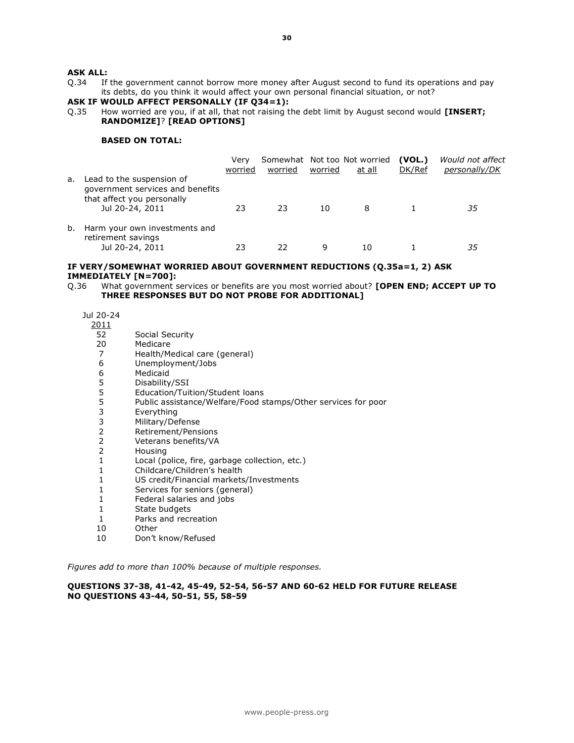**ASK ALL:**

Q.34 If the government cannot borrow more money after August second to fund its operations and pay its debts, do you think it would affect your own personal financial situation, or not?

**ASK IF WOULD AFFECT PERSONALLY (IF Q34=1):**

Q.35 How worried are you, if at all, that not raising the debt limit by August second would **[INSERT; RANDOMIZE]**? **[READ OPTIONS]**

**BASED ON TOTAL:**

| | Very worried | Somewhat worried | Not too worried | Not worried at all | **(VOL.)** DK/Ref | *Would not affect personally/DK* |
|---|---|---|---|---|---|---|
| a. Lead to the suspension of government services and benefits that affect you personally | | | | | | |
| Jul 20-24, 2011 | 23 | 23 | 10 | 8 | 1 | *35* |
| b. Harm your own investments and retirement savings | | | | | | |
| Jul 20-24, 2011 | 23 | 22 | 9 | 10 | 1 | *35* |

**IF VERY/SOMEWHAT WORRIED ABOUT GOVERNMENT REDUCTIONS (Q.35a=1, 2) ASK IMMEDIATELY [N=700]:**

Q.36 What government services or benefits are you most worried about? **[OPEN END; ACCEPT UP TO THREE RESPONSES BUT DO NOT PROBE FOR ADDITIONAL]**

| Jul 20-24 2011 | |
|---|---|
| 52 | Social Security |
| 20 | Medicare |
| 7 | Health/Medical care (general) |
| 6 | Unemployment/Jobs |
| 6 | Medicaid |
| 5 | Disability/SSI |
| 5 | Education/Tuition/Student loans |
| 5 | Public assistance/Welfare/Food stamps/Other services for poor |
| 3 | Everything |
| 3 | Military/Defense |
| 2 | Retirement/Pensions |
| 2 | Veterans benefits/VA |
| 2 | Housing |
| 1 | Local (police, fire, garbage collection, etc.) |
| 1 | Childcare/Children's health |
| 1 | US credit/Financial markets/Investments |
| 1 | Services for seniors (general) |
| 1 | Federal salaries and jobs |
| 1 | State budgets |
| 1 | Parks and recreation |
| 10 | Other |
| 10 | Don't know/Refused |

*Figures add to more than 100% because of multiple responses.*

**QUESTIONS 37-38, 41-42, 45-49, 52-54, 56-57 AND 60-62 HELD FOR FUTURE RELEASE**
**NO QUESTIONS 43-44, 50-51, 55, 58-59**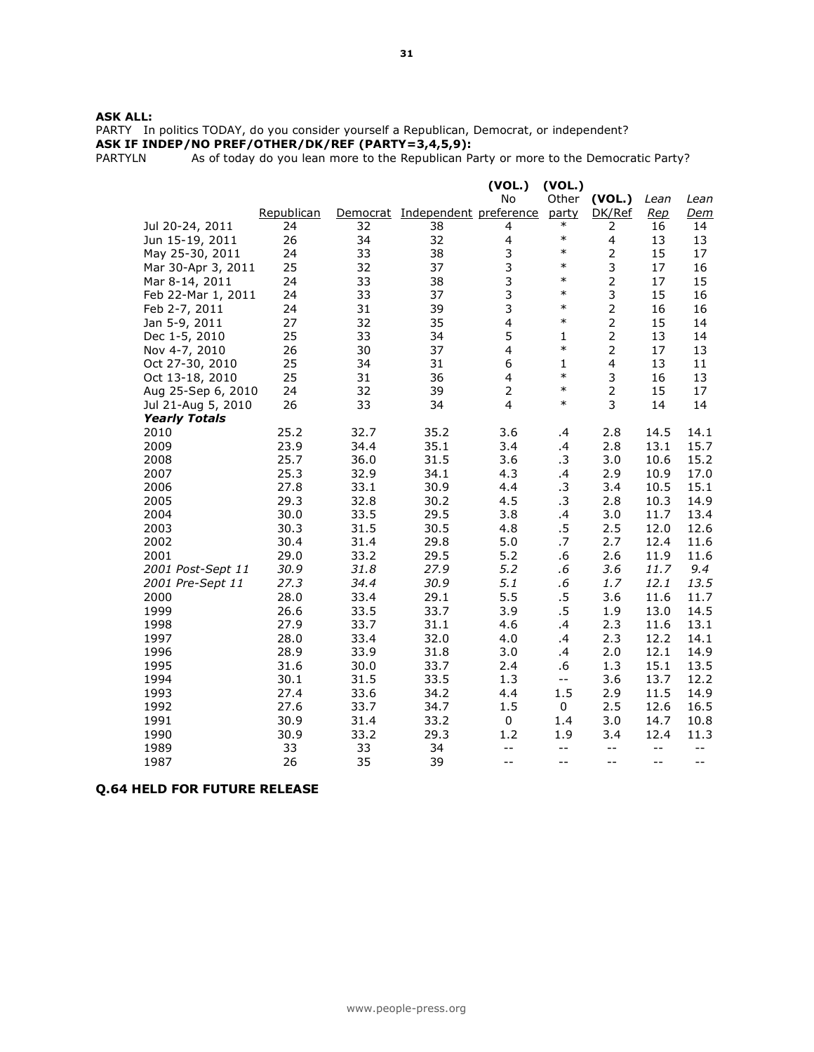**ASK ALL:**

PARTY In politics TODAY, do you consider yourself a Republican, Democrat, or independent?

**ASK IF INDEP/NO PREF/OTHER/DK/REF (PARTY=3,4,5,9):**

PARTYLN As of today do you lean more to the Republican Party or more to the Democratic Party?

| | Republican | Democrat | Independent | (VOL.) No preference | (VOL.) Other party | (VOL.) DK/Ref | *Lean Rep* | *Lean Dem* |
|---|---|---|---|---|---|---|---|---|
| Jul 20-24, 2011 | 24 | 32 | 38 | 4 | * | 2 | 16 | 14 |
| Jun 15-19, 2011 | 26 | 34 | 32 | 4 | * | 4 | 13 | 13 |
| May 25-30, 2011 | 24 | 33 | 38 | 3 | * | 2 | 15 | 17 |
| Mar 30-Apr 3, 2011 | 25 | 32 | 37 | 3 | * | 3 | 17 | 16 |
| Mar 8-14, 2011 | 24 | 33 | 38 | 3 | * | 2 | 17 | 15 |
| Feb 22-Mar 1, 2011 | 24 | 33 | 37 | 3 | * | 3 | 15 | 16 |
| Feb 2-7, 2011 | 24 | 31 | 39 | 3 | * | 2 | 16 | 16 |
| Jan 5-9, 2011 | 27 | 32 | 35 | 4 | * | 2 | 15 | 14 |
| Dec 1-5, 2010 | 25 | 33 | 34 | 5 | 1 | 2 | 13 | 14 |
| Nov 4-7, 2010 | 26 | 30 | 37 | 4 | * | 2 | 17 | 13 |
| Oct 27-30, 2010 | 25 | 34 | 31 | 6 | 1 | 4 | 13 | 11 |
| Oct 13-18, 2010 | 25 | 31 | 36 | 4 | * | 3 | 16 | 13 |
| Aug 25-Sep 6, 2010 | 24 | 32 | 39 | 2 | * | 2 | 15 | 17 |
| Jul 21-Aug 5, 2010 | 26 | 33 | 34 | 4 | * | 3 | 14 | 14 |
| ***Yearly Totals*** | | | | | | | | |
| 2010 | 25.2 | 32.7 | 35.2 | 3.6 | .4 | 2.8 | 14.5 | 14.1 |
| 2009 | 23.9 | 34.4 | 35.1 | 3.4 | .4 | 2.8 | 13.1 | 15.7 |
| 2008 | 25.7 | 36.0 | 31.5 | 3.6 | .3 | 3.0 | 10.6 | 15.2 |
| 2007 | 25.3 | 32.9 | 34.1 | 4.3 | .4 | 2.9 | 10.9 | 17.0 |
| 2006 | 27.8 | 33.1 | 30.9 | 4.4 | .3 | 3.4 | 10.5 | 15.1 |
| 2005 | 29.3 | 32.8 | 30.2 | 4.5 | .3 | 2.8 | 10.3 | 14.9 |
| 2004 | 30.0 | 33.5 | 29.5 | 3.8 | .4 | 3.0 | 11.7 | 13.4 |
| 2003 | 30.3 | 31.5 | 30.5 | 4.8 | .5 | 2.5 | 12.0 | 12.6 |
| 2002 | 30.4 | 31.4 | 29.8 | 5.0 | .7 | 2.7 | 12.4 | 11.6 |
| 2001 | 29.0 | 33.2 | 29.5 | 5.2 | .6 | 2.6 | 11.9 | 11.6 |
| *2001 Post-Sept 11* | *30.9* | *31.8* | *27.9* | *5.2* | *.6* | *3.6* | *11.7* | *9.4* |
| *2001 Pre-Sept 11* | *27.3* | *34.4* | *30.9* | *5.1* | *.6* | *1.7* | *12.1* | *13.5* |
| 2000 | 28.0 | 33.4 | 29.1 | 5.5 | .5 | 3.6 | 11.6 | 11.7 |
| 1999 | 26.6 | 33.5 | 33.7 | 3.9 | .5 | 1.9 | 13.0 | 14.5 |
| 1998 | 27.9 | 33.7 | 31.1 | 4.6 | .4 | 2.3 | 11.6 | 13.1 |
| 1997 | 28.0 | 33.4 | 32.0 | 4.0 | .4 | 2.3 | 12.2 | 14.1 |
| 1996 | 28.9 | 33.9 | 31.8 | 3.0 | .4 | 2.0 | 12.1 | 14.9 |
| 1995 | 31.6 | 30.0 | 33.7 | 2.4 | .6 | 1.3 | 15.1 | 13.5 |
| 1994 | 30.1 | 31.5 | 33.5 | 1.3 | -- | 3.6 | 13.7 | 12.2 |
| 1993 | 27.4 | 33.6 | 34.2 | 4.4 | 1.5 | 2.9 | 11.5 | 14.9 |
| 1992 | 27.6 | 33.7 | 34.7 | 1.5 | 0 | 2.5 | 12.6 | 16.5 |
| 1991 | 30.9 | 31.4 | 33.2 | 0 | 1.4 | 3.0 | 14.7 | 10.8 |
| 1990 | 30.9 | 33.2 | 29.3 | 1.2 | 1.9 | 3.4 | 12.4 | 11.3 |
| 1989 | 33 | 33 | 34 | -- | -- | -- | -- | -- |
| 1987 | 26 | 35 | 39 | -- | -- | -- | -- | -- |

**Q.64 HELD FOR FUTURE RELEASE**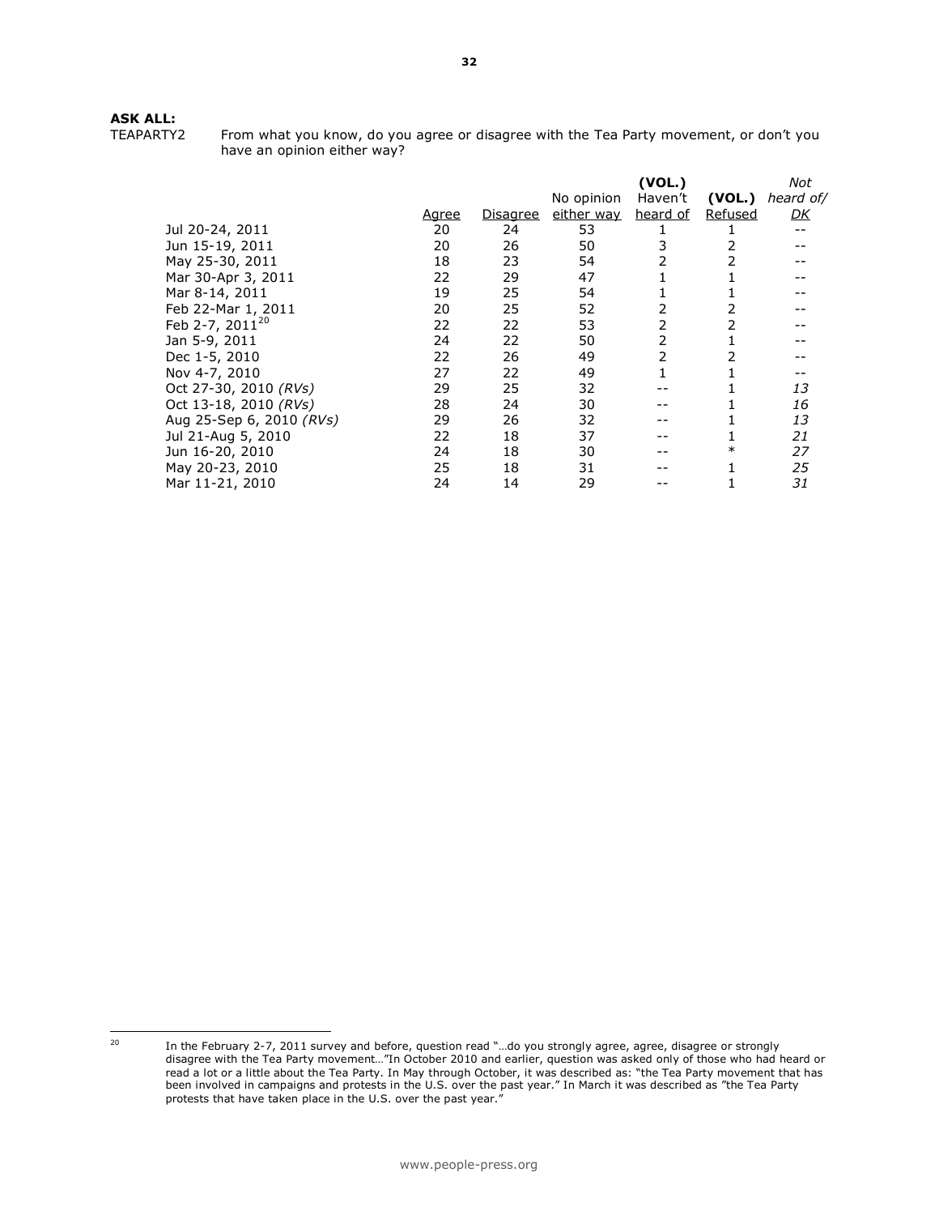**ASK ALL:**

TEAPARTY2 From what you know, do you agree or disagree with the Tea Party movement, or don't you have an opinion either way?

| | Agree | Disagree | No opinion either way | (VOL.) Haven't heard of | (VOL.) Refused | *Not heard of/ DK* |
|---|---|---|---|---|---|---|
| Jul 20-24, 2011 | 20 | 24 | 53 | 1 | 1 | -- |
| Jun 15-19, 2011 | 20 | 26 | 50 | 3 | 2 | -- |
| May 25-30, 2011 | 18 | 23 | 54 | 2 | 2 | -- |
| Mar 30-Apr 3, 2011 | 22 | 29 | 47 | 1 | 1 | -- |
| Mar 8-14, 2011 | 19 | 25 | 54 | 1 | 1 | -- |
| Feb 22-Mar 1, 2011 | 20 | 25 | 52 | 2 | 2 | -- |
| Feb 2-7, 2011[20] | 22 | 22 | 53 | 2 | 2 | -- |
| Jan 5-9, 2011 | 24 | 22 | 50 | 2 | 1 | -- |
| Dec 1-5, 2010 | 22 | 26 | 49 | 2 | 2 | -- |
| Nov 4-7, 2010 | 27 | 22 | 49 | 1 | 1 | -- |
| Oct 27-30, 2010 *(RVs)* | 29 | 25 | 32 | -- | 1 | *13* |
| Oct 13-18, 2010 *(RVs)* | 28 | 24 | 30 | -- | 1 | *16* |
| Aug 25-Sep 6, 2010 *(RVs)* | 29 | 26 | 32 | -- | 1 | *13* |
| Jul 21-Aug 5, 2010 | 22 | 18 | 37 | -- | 1 | *21* |
| Jun 16-20, 2010 | 24 | 18 | 30 | -- | * | *27* |
| May 20-23, 2010 | 25 | 18 | 31 | -- | 1 | *25* |
| Mar 11-21, 2010 | 24 | 14 | 29 | -- | 1 | *31* |

---

[20] In the February 2-7, 2011 survey and before, question read "…do you strongly agree, agree, disagree or strongly disagree with the Tea Party movement…"In October 2010 and earlier, question was asked only of those who had heard or read a lot or a little about the Tea Party. In May through October, it was described as: "the Tea Party movement that has been involved in campaigns and protests in the U.S. over the past year." In March it was described as "the Tea Party protests that have taken place in the U.S. over the past year."